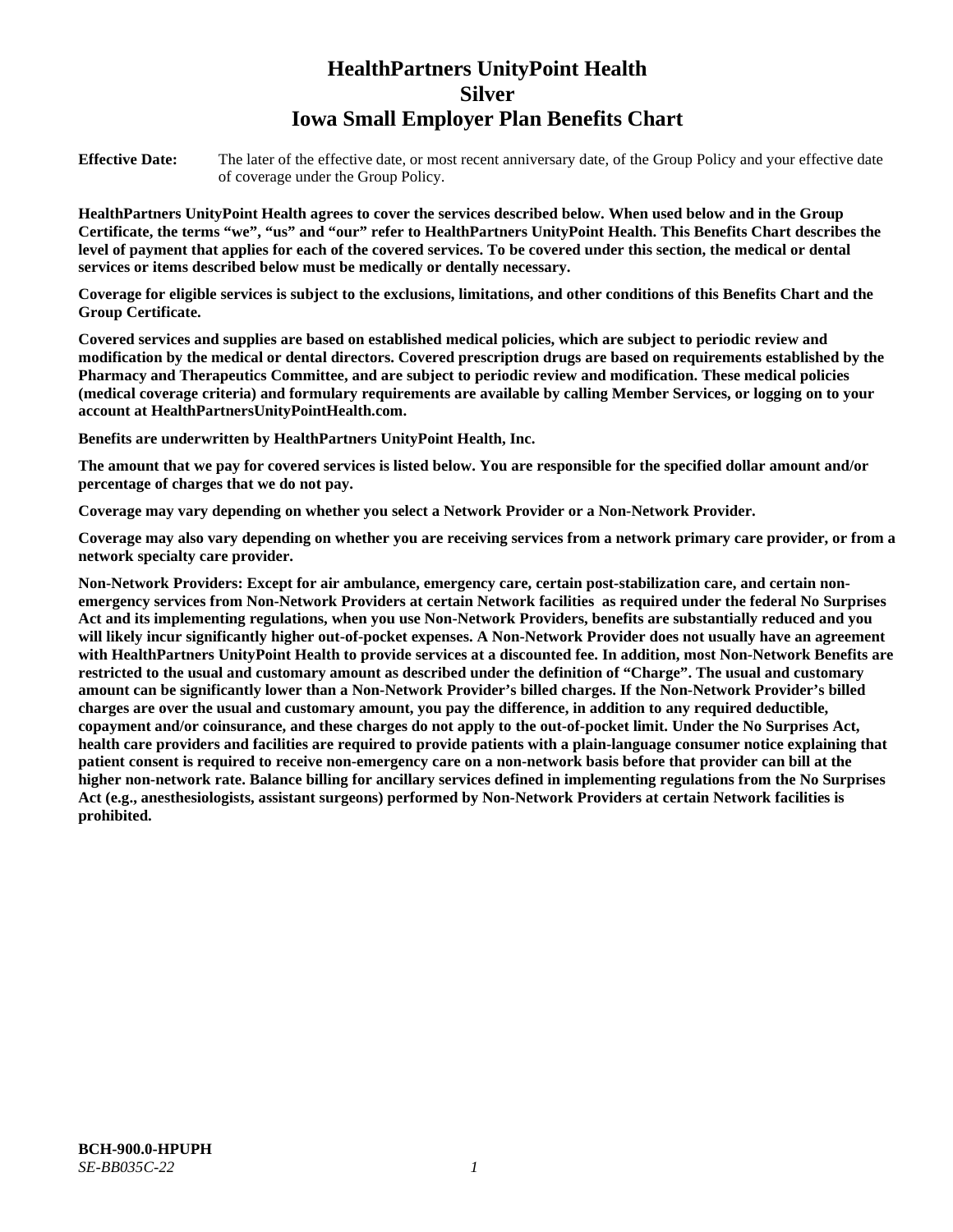# HealthPartners UnityPoint Health
# Silver
# Iowa Small Employer Plan Benefits Chart

**Effective Date:** The later of the effective date, or most recent anniversary date, of the Group Policy and your effective date of coverage under the Group Policy.

**HealthPartners UnityPoint Health agrees to cover the services described below. When used below and in the Group Certificate, the terms "we", "us" and "our" refer to HealthPartners UnityPoint Health. This Benefits Chart describes the level of payment that applies for each of the covered services. To be covered under this section, the medical or dental services or items described below must be medically or dentally necessary.**

**Coverage for eligible services is subject to the exclusions, limitations, and other conditions of this Benefits Chart and the Group Certificate.**

**Covered services and supplies are based on established medical policies, which are subject to periodic review and modification by the medical or dental directors. Covered prescription drugs are based on requirements established by the Pharmacy and Therapeutics Committee, and are subject to periodic review and modification. These medical policies (medical coverage criteria) and formulary requirements are available by calling Member Services, or logging on to your account at HealthPartnersUnityPointHealth.com.**

**Benefits are underwritten by HealthPartners UnityPoint Health, Inc.**

**The amount that we pay for covered services is listed below. You are responsible for the specified dollar amount and/or percentage of charges that we do not pay.**

**Coverage may vary depending on whether you select a Network Provider or a Non-Network Provider.**

**Coverage may also vary depending on whether you are receiving services from a network primary care provider, or from a network specialty care provider.**

**Non-Network Providers: Except for air ambulance, emergency care, certain post-stabilization care, and certain non-emergency services from Non-Network Providers at certain Network facilities as required under the federal No Surprises Act and its implementing regulations, when you use Non-Network Providers, benefits are substantially reduced and you will likely incur significantly higher out-of-pocket expenses. A Non-Network Provider does not usually have an agreement with HealthPartners UnityPoint Health to provide services at a discounted fee. In addition, most Non-Network Benefits are restricted to the usual and customary amount as described under the definition of "Charge". The usual and customary amount can be significantly lower than a Non-Network Provider's billed charges. If the Non-Network Provider's billed charges are over the usual and customary amount, you pay the difference, in addition to any required deductible, copayment and/or coinsurance, and these charges do not apply to the out-of-pocket limit. Under the No Surprises Act, health care providers and facilities are required to provide patients with a plain-language consumer notice explaining that patient consent is required to receive non-emergency care on a non-network basis before that provider can bill at the higher non-network rate. Balance billing for ancillary services defined in implementing regulations from the No Surprises Act (e.g., anesthesiologists, assistant surgeons) performed by Non-Network Providers at certain Network facilities is prohibited.**

**BCH-900.0-HPUPH**
*SE-BB035C-22*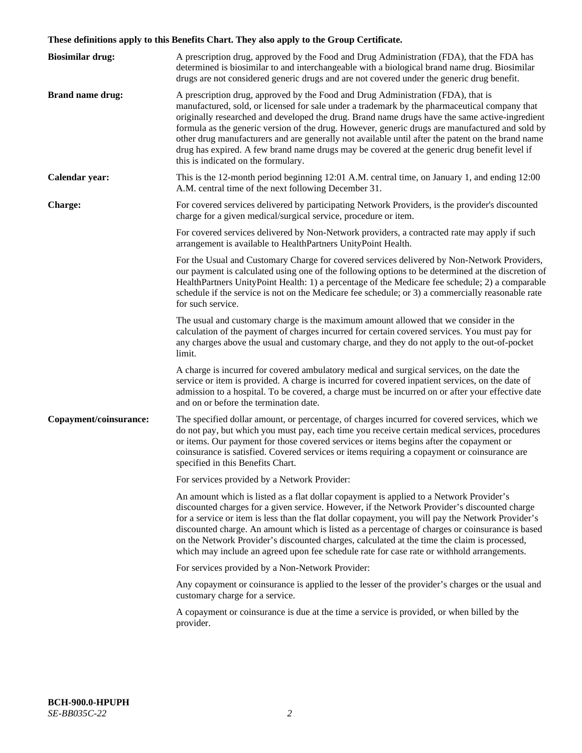**These definitions apply to this Benefits Chart. They also apply to the Group Certificate.**

**Biosimilar drug:** A prescription drug, approved by the Food and Drug Administration (FDA), that the FDA has determined is biosimilar to and interchangeable with a biological brand name drug. Biosimilar drugs are not considered generic drugs and are not covered under the generic drug benefit.

**Brand name drug:** A prescription drug, approved by the Food and Drug Administration (FDA), that is manufactured, sold, or licensed for sale under a trademark by the pharmaceutical company that originally researched and developed the drug. Brand name drugs have the same active-ingredient formula as the generic version of the drug. However, generic drugs are manufactured and sold by other drug manufacturers and are generally not available until after the patent on the brand name drug has expired. A few brand name drugs may be covered at the generic drug benefit level if this is indicated on the formulary.

**Calendar year:** This is the 12-month period beginning 12:01 A.M. central time, on January 1, and ending 12:00 A.M. central time of the next following December 31.

**Charge:** For covered services delivered by participating Network Providers, is the provider's discounted charge for a given medical/surgical service, procedure or item.

For covered services delivered by Non-Network providers, a contracted rate may apply if such arrangement is available to HealthPartners UnityPoint Health.

For the Usual and Customary Charge for covered services delivered by Non-Network Providers, our payment is calculated using one of the following options to be determined at the discretion of HealthPartners UnityPoint Health: 1) a percentage of the Medicare fee schedule; 2) a comparable schedule if the service is not on the Medicare fee schedule; or 3) a commercially reasonable rate for such service.

The usual and customary charge is the maximum amount allowed that we consider in the calculation of the payment of charges incurred for certain covered services. You must pay for any charges above the usual and customary charge, and they do not apply to the out-of-pocket limit.

A charge is incurred for covered ambulatory medical and surgical services, on the date the service or item is provided. A charge is incurred for covered inpatient services, on the date of admission to a hospital. To be covered, a charge must be incurred on or after your effective date and on or before the termination date.

**Copayment/coinsurance:** The specified dollar amount, or percentage, of charges incurred for covered services, which we do not pay, but which you must pay, each time you receive certain medical services, procedures or items. Our payment for those covered services or items begins after the copayment or coinsurance is satisfied. Covered services or items requiring a copayment or coinsurance are specified in this Benefits Chart.

For services provided by a Network Provider:

An amount which is listed as a flat dollar copayment is applied to a Network Provider's discounted charges for a given service. However, if the Network Provider's discounted charge for a service or item is less than the flat dollar copayment, you will pay the Network Provider's discounted charge. An amount which is listed as a percentage of charges or coinsurance is based on the Network Provider's discounted charges, calculated at the time the claim is processed, which may include an agreed upon fee schedule rate for case rate or withhold arrangements.

For services provided by a Non-Network Provider:

Any copayment or coinsurance is applied to the lesser of the provider's charges or the usual and customary charge for a service.

A copayment or coinsurance is due at the time a service is provided, or when billed by the provider.

**BCH-900.0-HPUPH**
*SE-BB035C-22*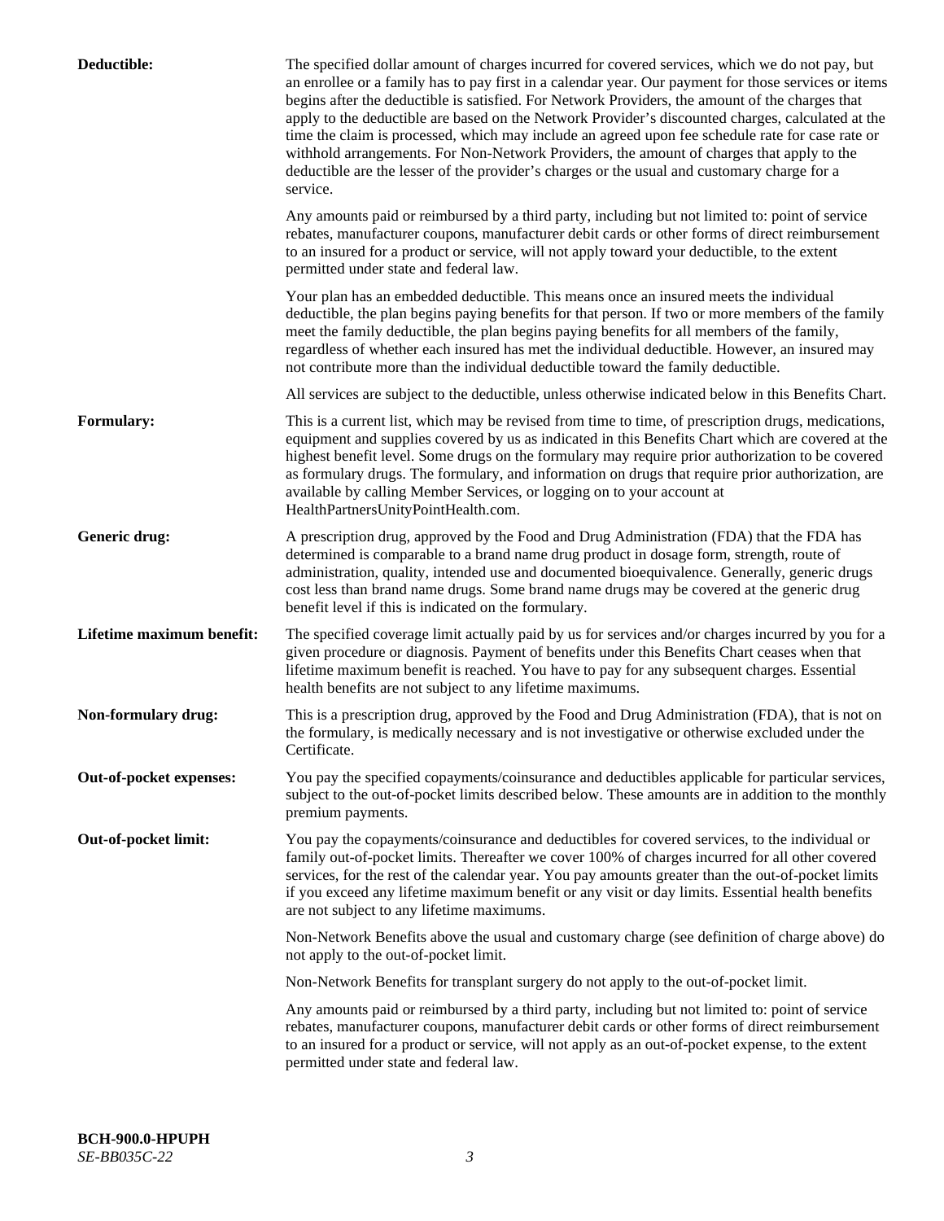**Deductible:** The specified dollar amount of charges incurred for covered services, which we do not pay, but an enrollee or a family has to pay first in a calendar year. Our payment for those services or items begins after the deductible is satisfied. For Network Providers, the amount of the charges that apply to the deductible are based on the Network Provider's discounted charges, calculated at the time the claim is processed, which may include an agreed upon fee schedule rate for case rate or withhold arrangements. For Non-Network Providers, the amount of charges that apply to the deductible are the lesser of the provider's charges or the usual and customary charge for a service.

Any amounts paid or reimbursed by a third party, including but not limited to: point of service rebates, manufacturer coupons, manufacturer debit cards or other forms of direct reimbursement to an insured for a product or service, will not apply toward your deductible, to the extent permitted under state and federal law.

Your plan has an embedded deductible. This means once an insured meets the individual deductible, the plan begins paying benefits for that person. If two or more members of the family meet the family deductible, the plan begins paying benefits for all members of the family, regardless of whether each insured has met the individual deductible. However, an insured may not contribute more than the individual deductible toward the family deductible.

All services are subject to the deductible, unless otherwise indicated below in this Benefits Chart.

**Formulary:** This is a current list, which may be revised from time to time, of prescription drugs, medications, equipment and supplies covered by us as indicated in this Benefits Chart which are covered at the highest benefit level. Some drugs on the formulary may require prior authorization to be covered as formulary drugs. The formulary, and information on drugs that require prior authorization, are available by calling Member Services, or logging on to your account at HealthPartnersUnityPointHealth.com.

**Generic drug:** A prescription drug, approved by the Food and Drug Administration (FDA) that the FDA has determined is comparable to a brand name drug product in dosage form, strength, route of administration, quality, intended use and documented bioequivalence. Generally, generic drugs cost less than brand name drugs. Some brand name drugs may be covered at the generic drug benefit level if this is indicated on the formulary.

**Lifetime maximum benefit:** The specified coverage limit actually paid by us for services and/or charges incurred by you for a given procedure or diagnosis. Payment of benefits under this Benefits Chart ceases when that lifetime maximum benefit is reached. You have to pay for any subsequent charges. Essential health benefits are not subject to any lifetime maximums.

**Non-formulary drug:** This is a prescription drug, approved by the Food and Drug Administration (FDA), that is not on the formulary, is medically necessary and is not investigative or otherwise excluded under the Certificate.

**Out-of-pocket expenses:** You pay the specified copayments/coinsurance and deductibles applicable for particular services, subject to the out-of-pocket limits described below. These amounts are in addition to the monthly premium payments.

**Out-of-pocket limit:** You pay the copayments/coinsurance and deductibles for covered services, to the individual or family out-of-pocket limits. Thereafter we cover 100% of charges incurred for all other covered services, for the rest of the calendar year. You pay amounts greater than the out-of-pocket limits if you exceed any lifetime maximum benefit or any visit or day limits. Essential health benefits are not subject to any lifetime maximums.

Non-Network Benefits above the usual and customary charge (see definition of charge above) do not apply to the out-of-pocket limit.

Non-Network Benefits for transplant surgery do not apply to the out-of-pocket limit.

Any amounts paid or reimbursed by a third party, including but not limited to: point of service rebates, manufacturer coupons, manufacturer debit cards or other forms of direct reimbursement to an insured for a product or service, will not apply as an out-of-pocket expense, to the extent permitted under state and federal law.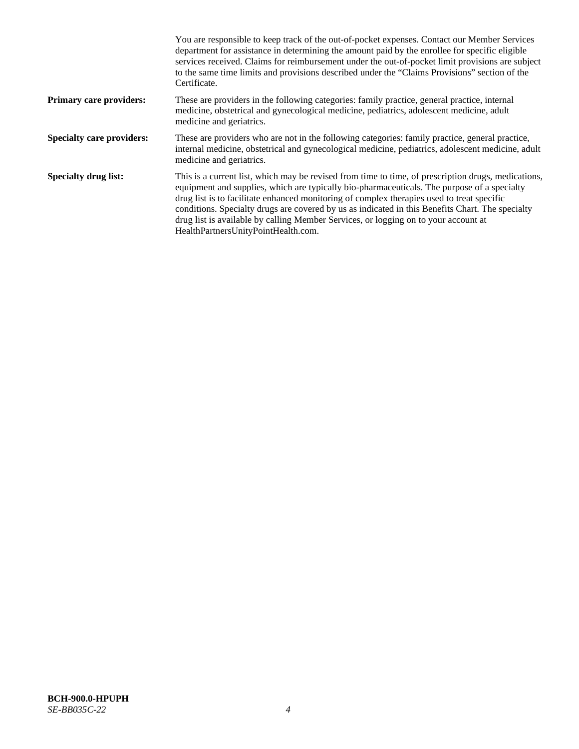You are responsible to keep track of the out-of-pocket expenses. Contact our Member Services department for assistance in determining the amount paid by the enrollee for specific eligible services received. Claims for reimbursement under the out-of-pocket limit provisions are subject to the same time limits and provisions described under the "Claims Provisions" section of the Certificate.

**Primary care providers:** These are providers in the following categories: family practice, general practice, internal medicine, obstetrical and gynecological medicine, pediatrics, adolescent medicine, adult medicine and geriatrics.

**Specialty care providers:** These are providers who are not in the following categories: family practice, general practice, internal medicine, obstetrical and gynecological medicine, pediatrics, adolescent medicine, adult medicine and geriatrics.

**Specialty drug list:** This is a current list, which may be revised from time to time, of prescription drugs, medications, equipment and supplies, which are typically bio-pharmaceuticals. The purpose of a specialty drug list is to facilitate enhanced monitoring of complex therapies used to treat specific conditions. Specialty drugs are covered by us as indicated in this Benefits Chart. The specialty drug list is available by calling Member Services, or logging on to your account at HealthPartnersUnityPointHealth.com.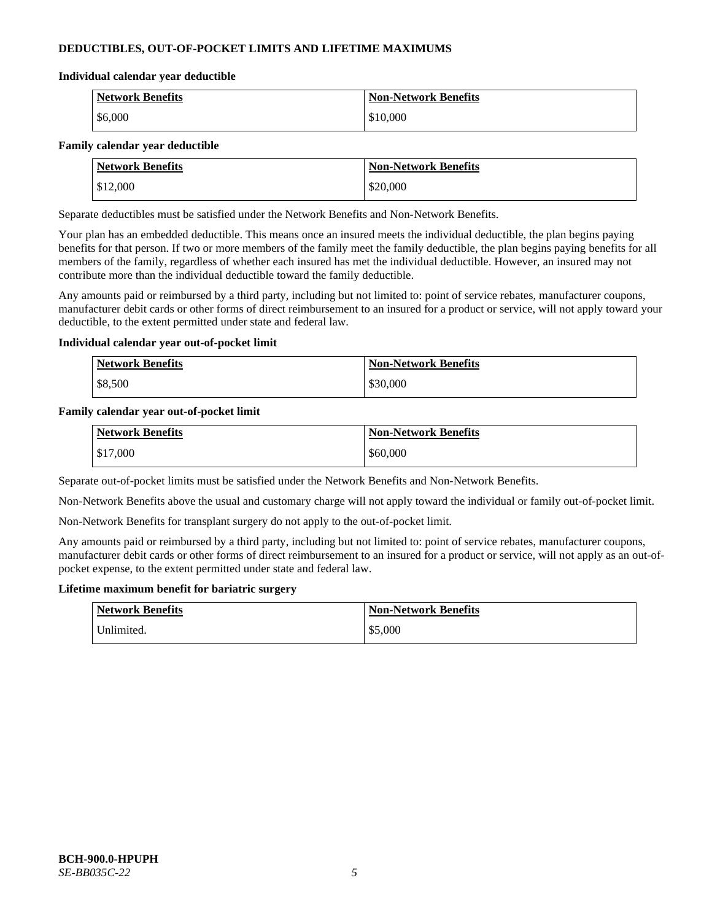## DEDUCTIBLES, OUT-OF-POCKET LIMITS AND LIFETIME MAXIMUMS

**Individual calendar year deductible**

| Network Benefits | Non-Network Benefits |
|---|---|
| $6,000 | $10,000 |

**Family calendar year deductible**

| Network Benefits | Non-Network Benefits |
|---|---|
| $12,000 | $20,000 |

Separate deductibles must be satisfied under the Network Benefits and Non-Network Benefits.

Your plan has an embedded deductible. This means once an insured meets the individual deductible, the plan begins paying benefits for that person. If two or more members of the family meet the family deductible, the plan begins paying benefits for all members of the family, regardless of whether each insured has met the individual deductible. However, an insured may not contribute more than the individual deductible toward the family deductible.

Any amounts paid or reimbursed by a third party, including but not limited to: point of service rebates, manufacturer coupons, manufacturer debit cards or other forms of direct reimbursement to an insured for a product or service, will not apply toward your deductible, to the extent permitted under state and federal law.

**Individual calendar year out-of-pocket limit**

| Network Benefits | Non-Network Benefits |
|---|---|
| $8,500 | $30,000 |

**Family calendar year out-of-pocket limit**

| Network Benefits | Non-Network Benefits |
|---|---|
| $17,000 | $60,000 |

Separate out-of-pocket limits must be satisfied under the Network Benefits and Non-Network Benefits.

Non-Network Benefits above the usual and customary charge will not apply toward the individual or family out-of-pocket limit.

Non-Network Benefits for transplant surgery do not apply to the out-of-pocket limit.

Any amounts paid or reimbursed by a third party, including but not limited to: point of service rebates, manufacturer coupons, manufacturer debit cards or other forms of direct reimbursement to an insured for a product or service, will not apply as an out-of-pocket expense, to the extent permitted under state and federal law.

**Lifetime maximum benefit for bariatric surgery**

| Network Benefits | Non-Network Benefits |
|---|---|
| Unlimited. | $5,000 |

**BCH-900.0-HPUPH**
*SE-BB035C-22*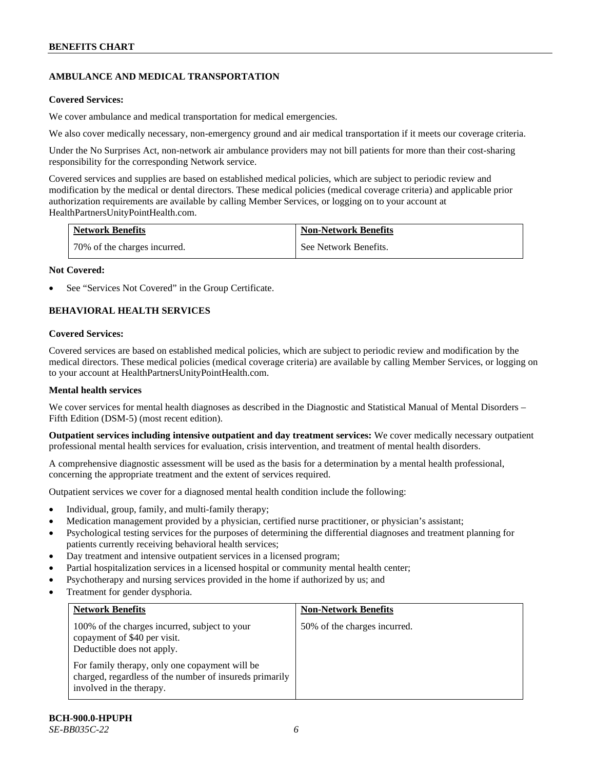## AMBULANCE AND MEDICAL TRANSPORTATION

**Covered Services:**

We cover ambulance and medical transportation for medical emergencies.

We also cover medically necessary, non-emergency ground and air medical transportation if it meets our coverage criteria.

Under the No Surprises Act, non-network air ambulance providers may not bill patients for more than their cost-sharing responsibility for the corresponding Network service.

Covered services and supplies are based on established medical policies, which are subject to periodic review and modification by the medical or dental directors. These medical policies (medical coverage criteria) and applicable prior authorization requirements are available by calling Member Services, or logging on to your account at HealthPartnersUnityPointHealth.com.

| Network Benefits | Non-Network Benefits |
|---|---|
| 70% of the charges incurred. | See Network Benefits. |

**Not Covered:**

- See "Services Not Covered" in the Group Certificate.

## BEHAVIORAL HEALTH SERVICES

**Covered Services:**

Covered services are based on established medical policies, which are subject to periodic review and modification by the medical directors. These medical policies (medical coverage criteria) are available by calling Member Services, or logging on to your account at HealthPartnersUnityPointHealth.com.

**Mental health services**

We cover services for mental health diagnoses as described in the Diagnostic and Statistical Manual of Mental Disorders – Fifth Edition (DSM-5) (most recent edition).

**Outpatient services including intensive outpatient and day treatment services:** We cover medically necessary outpatient professional mental health services for evaluation, crisis intervention, and treatment of mental health disorders.

A comprehensive diagnostic assessment will be used as the basis for a determination by a mental health professional, concerning the appropriate treatment and the extent of services required.

Outpatient services we cover for a diagnosed mental health condition include the following:

- Individual, group, family, and multi-family therapy;
- Medication management provided by a physician, certified nurse practitioner, or physician's assistant;
- Psychological testing services for the purposes of determining the differential diagnoses and treatment planning for patients currently receiving behavioral health services;
- Day treatment and intensive outpatient services in a licensed program;
- Partial hospitalization services in a licensed hospital or community mental health center;
- Psychotherapy and nursing services provided in the home if authorized by us; and
- Treatment for gender dysphoria.

| Network Benefits | Non-Network Benefits |
|---|---|
| 100% of the charges incurred, subject to your copayment of $40 per visit. Deductible does not apply.<br><br>For family therapy, only one copayment will be charged, regardless of the number of insureds primarily involved in the therapy. | 50% of the charges incurred. |

**BCH-900.0-HPUPH**
*SE-BB035C-22*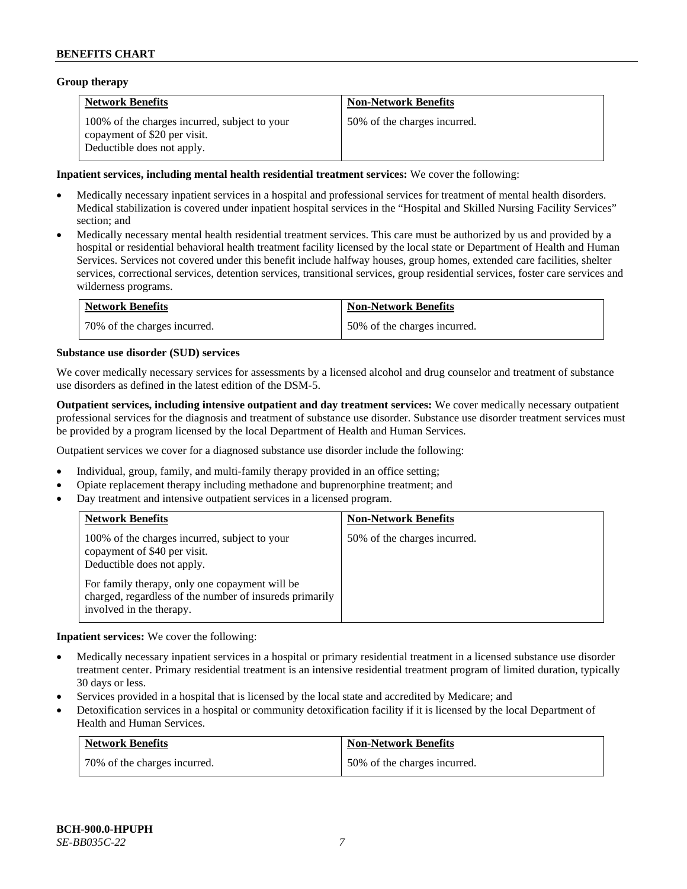**Group therapy**

| Network Benefits | Non-Network Benefits |
|---|---|
| 100% of the charges incurred, subject to your copayment of $20 per visit. Deductible does not apply. | 50% of the charges incurred. |

**Inpatient services, including mental health residential treatment services:** We cover the following:

- Medically necessary inpatient services in a hospital and professional services for treatment of mental health disorders. Medical stabilization is covered under inpatient hospital services in the "Hospital and Skilled Nursing Facility Services" section; and
- Medically necessary mental health residential treatment services. This care must be authorized by us and provided by a hospital or residential behavioral health treatment facility licensed by the local state or Department of Health and Human Services. Services not covered under this benefit include halfway houses, group homes, extended care facilities, shelter services, correctional services, detention services, transitional services, group residential services, foster care services and wilderness programs.

| Network Benefits | Non-Network Benefits |
|---|---|
| 70% of the charges incurred. | 50% of the charges incurred. |

**Substance use disorder (SUD) services**

We cover medically necessary services for assessments by a licensed alcohol and drug counselor and treatment of substance use disorders as defined in the latest edition of the DSM-5.

**Outpatient services, including intensive outpatient and day treatment services:** We cover medically necessary outpatient professional services for the diagnosis and treatment of substance use disorder. Substance use disorder treatment services must be provided by a program licensed by the local Department of Health and Human Services.

Outpatient services we cover for a diagnosed substance use disorder include the following:

- Individual, group, family, and multi-family therapy provided in an office setting;
- Opiate replacement therapy including methadone and buprenorphine treatment; and
- Day treatment and intensive outpatient services in a licensed program.

| Network Benefits | Non-Network Benefits |
|---|---|
| 100% of the charges incurred, subject to your copayment of $40 per visit. Deductible does not apply.<br><br>For family therapy, only one copayment will be charged, regardless of the number of insureds primarily involved in the therapy. | 50% of the charges incurred. |

**Inpatient services:** We cover the following:

- Medically necessary inpatient services in a hospital or primary residential treatment in a licensed substance use disorder treatment center. Primary residential treatment is an intensive residential treatment program of limited duration, typically 30 days or less.
- Services provided in a hospital that is licensed by the local state and accredited by Medicare; and
- Detoxification services in a hospital or community detoxification facility if it is licensed by the local Department of Health and Human Services.

| Network Benefits | Non-Network Benefits |
|---|---|
| 70% of the charges incurred. | 50% of the charges incurred. |

**BCH-900.0-HPUPH**
*SE-BB035C-22*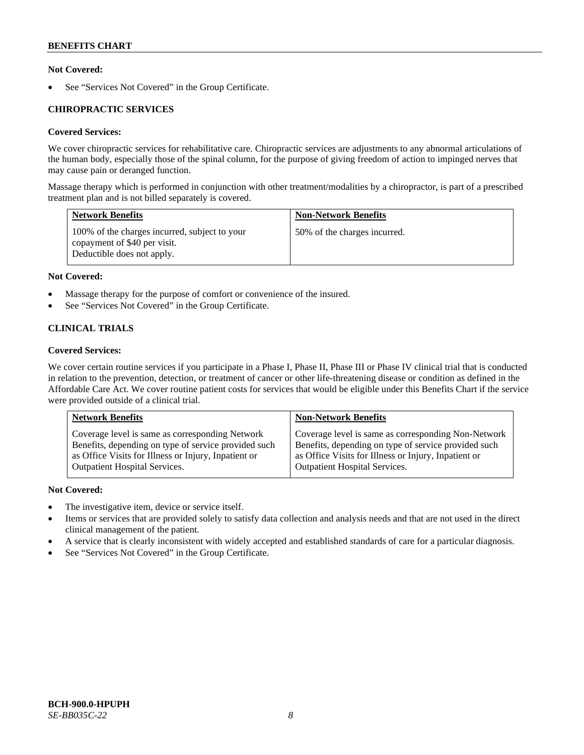**Not Covered:**

- See "Services Not Covered" in the Group Certificate.

## CHIROPRACTIC SERVICES

**Covered Services:**

We cover chiropractic services for rehabilitative care. Chiropractic services are adjustments to any abnormal articulations of the human body, especially those of the spinal column, for the purpose of giving freedom of action to impinged nerves that may cause pain or deranged function.

Massage therapy which is performed in conjunction with other treatment/modalities by a chiropractor, is part of a prescribed treatment plan and is not billed separately is covered.

| Network Benefits | Non-Network Benefits |
|---|---|
| 100% of the charges incurred, subject to your copayment of $40 per visit. Deductible does not apply. | 50% of the charges incurred. |

**Not Covered:**

- Massage therapy for the purpose of comfort or convenience of the insured.
- See "Services Not Covered" in the Group Certificate.

## CLINICAL TRIALS

**Covered Services:**

We cover certain routine services if you participate in a Phase I, Phase II, Phase III or Phase IV clinical trial that is conducted in relation to the prevention, detection, or treatment of cancer or other life-threatening disease or condition as defined in the Affordable Care Act. We cover routine patient costs for services that would be eligible under this Benefits Chart if the service were provided outside of a clinical trial.

| Network Benefits | Non-Network Benefits |
|---|---|
| Coverage level is same as corresponding Network Benefits, depending on type of service provided such as Office Visits for Illness or Injury, Inpatient or Outpatient Hospital Services. | Coverage level is same as corresponding Non-Network Benefits, depending on type of service provided such as Office Visits for Illness or Injury, Inpatient or Outpatient Hospital Services. |

**Not Covered:**

- The investigative item, device or service itself.
- Items or services that are provided solely to satisfy data collection and analysis needs and that are not used in the direct clinical management of the patient.
- A service that is clearly inconsistent with widely accepted and established standards of care for a particular diagnosis.
- See "Services Not Covered" in the Group Certificate.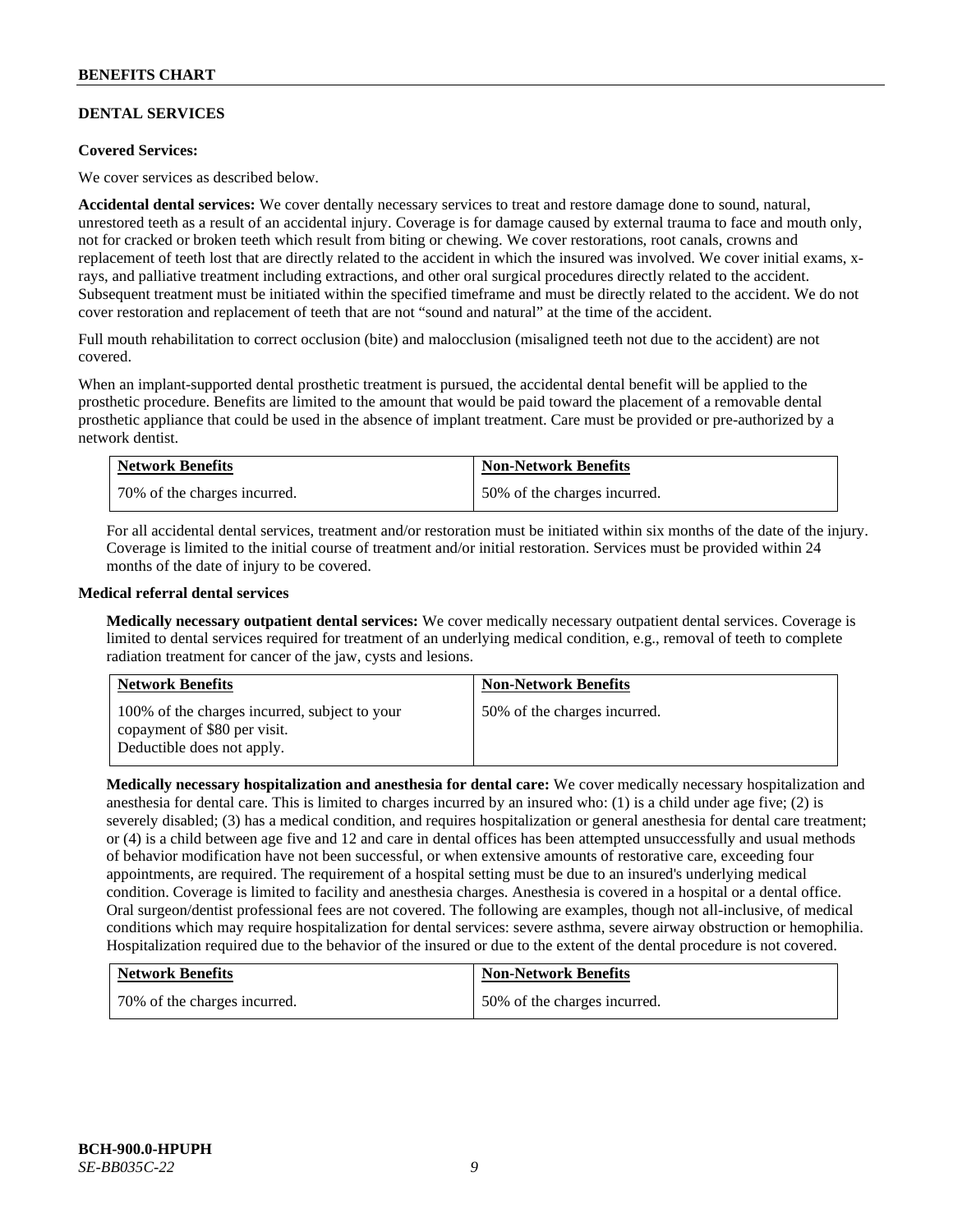## DENTAL SERVICES

**Covered Services:**

We cover services as described below.

**Accidental dental services:** We cover dentally necessary services to treat and restore damage done to sound, natural, unrestored teeth as a result of an accidental injury. Coverage is for damage caused by external trauma to face and mouth only, not for cracked or broken teeth which result from biting or chewing. We cover restorations, root canals, crowns and replacement of teeth lost that are directly related to the accident in which the insured was involved. We cover initial exams, x-rays, and palliative treatment including extractions, and other oral surgical procedures directly related to the accident. Subsequent treatment must be initiated within the specified timeframe and must be directly related to the accident. We do not cover restoration and replacement of teeth that are not "sound and natural" at the time of the accident.

Full mouth rehabilitation to correct occlusion (bite) and malocclusion (misaligned teeth not due to the accident) are not covered.

When an implant-supported dental prosthetic treatment is pursued, the accidental dental benefit will be applied to the prosthetic procedure. Benefits are limited to the amount that would be paid toward the placement of a removable dental prosthetic appliance that could be used in the absence of implant treatment. Care must be provided or pre-authorized by a network dentist.

| Network Benefits | Non-Network Benefits |
|---|---|
| 70% of the charges incurred. | 50% of the charges incurred. |

For all accidental dental services, treatment and/or restoration must be initiated within six months of the date of the injury. Coverage is limited to the initial course of treatment and/or initial restoration. Services must be provided within 24 months of the date of injury to be covered.

**Medical referral dental services**

**Medically necessary outpatient dental services:** We cover medically necessary outpatient dental services. Coverage is limited to dental services required for treatment of an underlying medical condition, e.g., removal of teeth to complete radiation treatment for cancer of the jaw, cysts and lesions.

| Network Benefits | Non-Network Benefits |
|---|---|
| 100% of the charges incurred, subject to your copayment of $80 per visit. Deductible does not apply. | 50% of the charges incurred. |

**Medically necessary hospitalization and anesthesia for dental care:** We cover medically necessary hospitalization and anesthesia for dental care. This is limited to charges incurred by an insured who: (1) is a child under age five; (2) is severely disabled; (3) has a medical condition, and requires hospitalization or general anesthesia for dental care treatment; or (4) is a child between age five and 12 and care in dental offices has been attempted unsuccessfully and usual methods of behavior modification have not been successful, or when extensive amounts of restorative care, exceeding four appointments, are required. The requirement of a hospital setting must be due to an insured's underlying medical condition. Coverage is limited to facility and anesthesia charges. Anesthesia is covered in a hospital or a dental office. Oral surgeon/dentist professional fees are not covered. The following are examples, though not all-inclusive, of medical conditions which may require hospitalization for dental services: severe asthma, severe airway obstruction or hemophilia. Hospitalization required due to the behavior of the insured or due to the extent of the dental procedure is not covered.

| Network Benefits | Non-Network Benefits |
|---|---|
| 70% of the charges incurred. | 50% of the charges incurred. |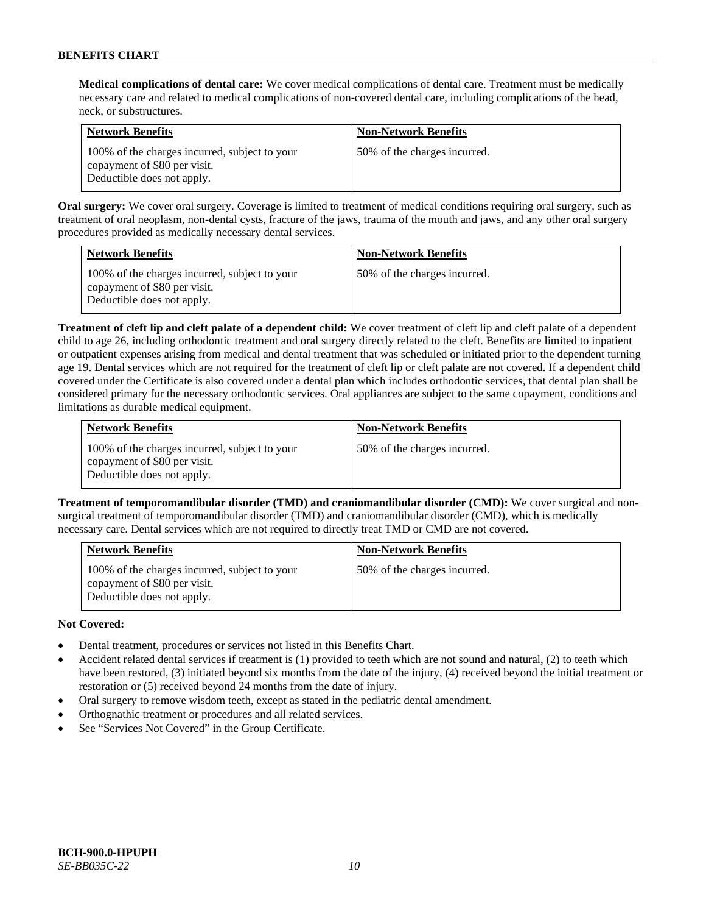**Medical complications of dental care:** We cover medical complications of dental care. Treatment must be medically necessary care and related to medical complications of non-covered dental care, including complications of the head, neck, or substructures.

| Network Benefits | Non-Network Benefits |
| --- | --- |
| 100% of the charges incurred, subject to your copayment of $80 per visit. Deductible does not apply. | 50% of the charges incurred. |

**Oral surgery:** We cover oral surgery. Coverage is limited to treatment of medical conditions requiring oral surgery, such as treatment of oral neoplasm, non-dental cysts, fracture of the jaws, trauma of the mouth and jaws, and any other oral surgery procedures provided as medically necessary dental services.

| Network Benefits | Non-Network Benefits |
| --- | --- |
| 100% of the charges incurred, subject to your copayment of $80 per visit. Deductible does not apply. | 50% of the charges incurred. |

**Treatment of cleft lip and cleft palate of a dependent child:** We cover treatment of cleft lip and cleft palate of a dependent child to age 26, including orthodontic treatment and oral surgery directly related to the cleft. Benefits are limited to inpatient or outpatient expenses arising from medical and dental treatment that was scheduled or initiated prior to the dependent turning age 19. Dental services which are not required for the treatment of cleft lip or cleft palate are not covered. If a dependent child covered under the Certificate is also covered under a dental plan which includes orthodontic services, that dental plan shall be considered primary for the necessary orthodontic services. Oral appliances are subject to the same copayment, conditions and limitations as durable medical equipment.

| Network Benefits | Non-Network Benefits |
| --- | --- |
| 100% of the charges incurred, subject to your copayment of $80 per visit. Deductible does not apply. | 50% of the charges incurred. |

**Treatment of temporomandibular disorder (TMD) and craniomandibular disorder (CMD):** We cover surgical and non-surgical treatment of temporomandibular disorder (TMD) and craniomandibular disorder (CMD), which is medically necessary care. Dental services which are not required to directly treat TMD or CMD are not covered.

| Network Benefits | Non-Network Benefits |
| --- | --- |
| 100% of the charges incurred, subject to your copayment of $80 per visit. Deductible does not apply. | 50% of the charges incurred. |

**Not Covered:**

- Dental treatment, procedures or services not listed in this Benefits Chart.
- Accident related dental services if treatment is (1) provided to teeth which are not sound and natural, (2) to teeth which have been restored, (3) initiated beyond six months from the date of the injury, (4) received beyond the initial treatment or restoration or (5) received beyond 24 months from the date of injury.
- Oral surgery to remove wisdom teeth, except as stated in the pediatric dental amendment.
- Orthognathic treatment or procedures and all related services.
- See "Services Not Covered" in the Group Certificate.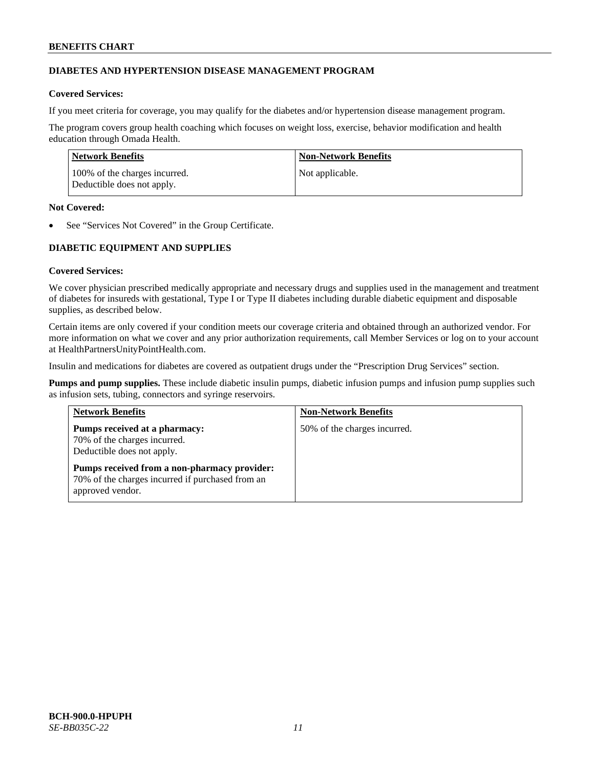## DIABETES AND HYPERTENSION DISEASE MANAGEMENT PROGRAM

**Covered Services:**

If you meet criteria for coverage, you may qualify for the diabetes and/or hypertension disease management program.

The program covers group health coaching which focuses on weight loss, exercise, behavior modification and health education through Omada Health.

| Network Benefits | Non-Network Benefits |
| --- | --- |
| 100% of the charges incurred. Deductible does not apply. | Not applicable. |

**Not Covered:**

- See "Services Not Covered" in the Group Certificate.

## DIABETIC EQUIPMENT AND SUPPLIES

**Covered Services:**

We cover physician prescribed medically appropriate and necessary drugs and supplies used in the management and treatment of diabetes for insureds with gestational, Type I or Type II diabetes including durable diabetic equipment and disposable supplies, as described below.

Certain items are only covered if your condition meets our coverage criteria and obtained through an authorized vendor. For more information on what we cover and any prior authorization requirements, call Member Services or log on to your account at HealthPartnersUnityPointHealth.com.

Insulin and medications for diabetes are covered as outpatient drugs under the "Prescription Drug Services" section.

**Pumps and pump supplies.** These include diabetic insulin pumps, diabetic infusion pumps and infusion pump supplies such as infusion sets, tubing, connectors and syringe reservoirs.

| Network Benefits | Non-Network Benefits |
| --- | --- |
| **Pumps received at a pharmacy:** 70% of the charges incurred. Deductible does not apply. **Pumps received from a non-pharmacy provider:** 70% of the charges incurred if purchased from an approved vendor. | 50% of the charges incurred. |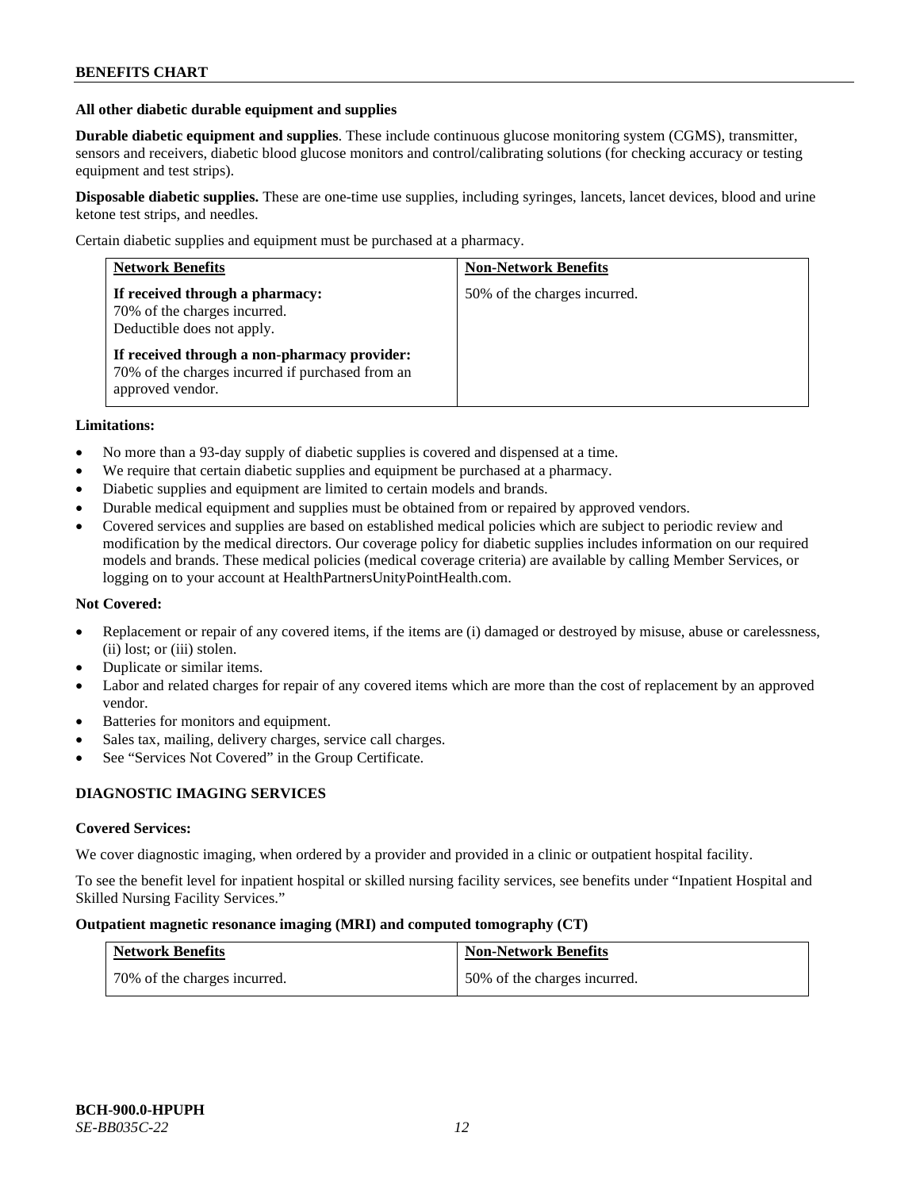### All other diabetic durable equipment and supplies

**Durable diabetic equipment and supplies**. These include continuous glucose monitoring system (CGMS), transmitter, sensors and receivers, diabetic blood glucose monitors and control/calibrating solutions (for checking accuracy or testing equipment and test strips).

**Disposable diabetic supplies.** These are one-time use supplies, including syringes, lancets, lancet devices, blood and urine ketone test strips, and needles.

Certain diabetic supplies and equipment must be purchased at a pharmacy.

| Network Benefits | Non-Network Benefits |
|---|---|
| **If received through a pharmacy:** 70% of the charges incurred. Deductible does not apply. **If received through a non-pharmacy provider:** 70% of the charges incurred if purchased from an approved vendor. | 50% of the charges incurred. |

**Limitations:**

- No more than a 93-day supply of diabetic supplies is covered and dispensed at a time.
- We require that certain diabetic supplies and equipment be purchased at a pharmacy.
- Diabetic supplies and equipment are limited to certain models and brands.
- Durable medical equipment and supplies must be obtained from or repaired by approved vendors.
- Covered services and supplies are based on established medical policies which are subject to periodic review and modification by the medical directors. Our coverage policy for diabetic supplies includes information on our required models and brands. These medical policies (medical coverage criteria) are available by calling Member Services, or logging on to your account at HealthPartnersUnityPointHealth.com.

**Not Covered:**

- Replacement or repair of any covered items, if the items are (i) damaged or destroyed by misuse, abuse or carelessness, (ii) lost; or (iii) stolen.
- Duplicate or similar items.
- Labor and related charges for repair of any covered items which are more than the cost of replacement by an approved vendor.
- Batteries for monitors and equipment.
- Sales tax, mailing, delivery charges, service call charges.
- See "Services Not Covered" in the Group Certificate.

## DIAGNOSTIC IMAGING SERVICES

**Covered Services:**

We cover diagnostic imaging, when ordered by a provider and provided in a clinic or outpatient hospital facility.

To see the benefit level for inpatient hospital or skilled nursing facility services, see benefits under "Inpatient Hospital and Skilled Nursing Facility Services."

**Outpatient magnetic resonance imaging (MRI) and computed tomography (CT)**

| Network Benefits | Non-Network Benefits |
|---|---|
| 70% of the charges incurred. | 50% of the charges incurred. |

BCH-900.0-HPUPH
*SE-BB035C-22*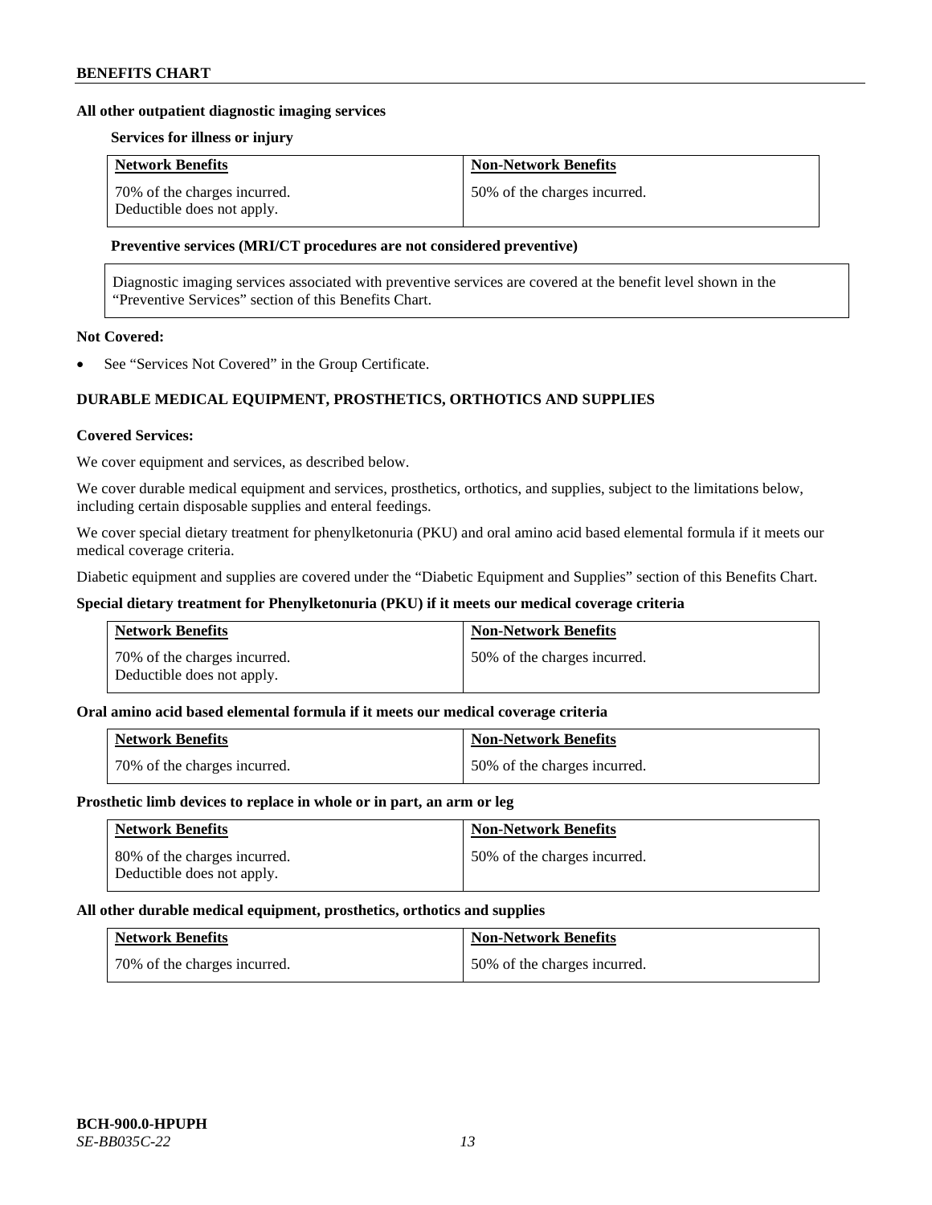**All other outpatient diagnostic imaging services**

**Services for illness or injury**

| Network Benefits | Non-Network Benefits |
| --- | --- |
| 70% of the charges incurred. Deductible does not apply. | 50% of the charges incurred. |

**Preventive services (MRI/CT procedures are not considered preventive)**

| Diagnostic imaging services associated with preventive services are covered at the benefit level shown in the "Preventive Services" section of this Benefits Chart. |
| --- |

**Not Covered:**

- See "Services Not Covered" in the Group Certificate.

## DURABLE MEDICAL EQUIPMENT, PROSTHETICS, ORTHOTICS AND SUPPLIES

**Covered Services:**

We cover equipment and services, as described below.

We cover durable medical equipment and services, prosthetics, orthotics, and supplies, subject to the limitations below, including certain disposable supplies and enteral feedings.

We cover special dietary treatment for phenylketonuria (PKU) and oral amino acid based elemental formula if it meets our medical coverage criteria.

Diabetic equipment and supplies are covered under the "Diabetic Equipment and Supplies" section of this Benefits Chart.

**Special dietary treatment for Phenylketonuria (PKU) if it meets our medical coverage criteria**

| Network Benefits | Non-Network Benefits |
| --- | --- |
| 70% of the charges incurred. Deductible does not apply. | 50% of the charges incurred. |

**Oral amino acid based elemental formula if it meets our medical coverage criteria**

| Network Benefits | Non-Network Benefits |
| --- | --- |
| 70% of the charges incurred. | 50% of the charges incurred. |

**Prosthetic limb devices to replace in whole or in part, an arm or leg**

| Network Benefits | Non-Network Benefits |
| --- | --- |
| 80% of the charges incurred. Deductible does not apply. | 50% of the charges incurred. |

**All other durable medical equipment, prosthetics, orthotics and supplies**

| Network Benefits | Non-Network Benefits |
| --- | --- |
| 70% of the charges incurred. | 50% of the charges incurred. |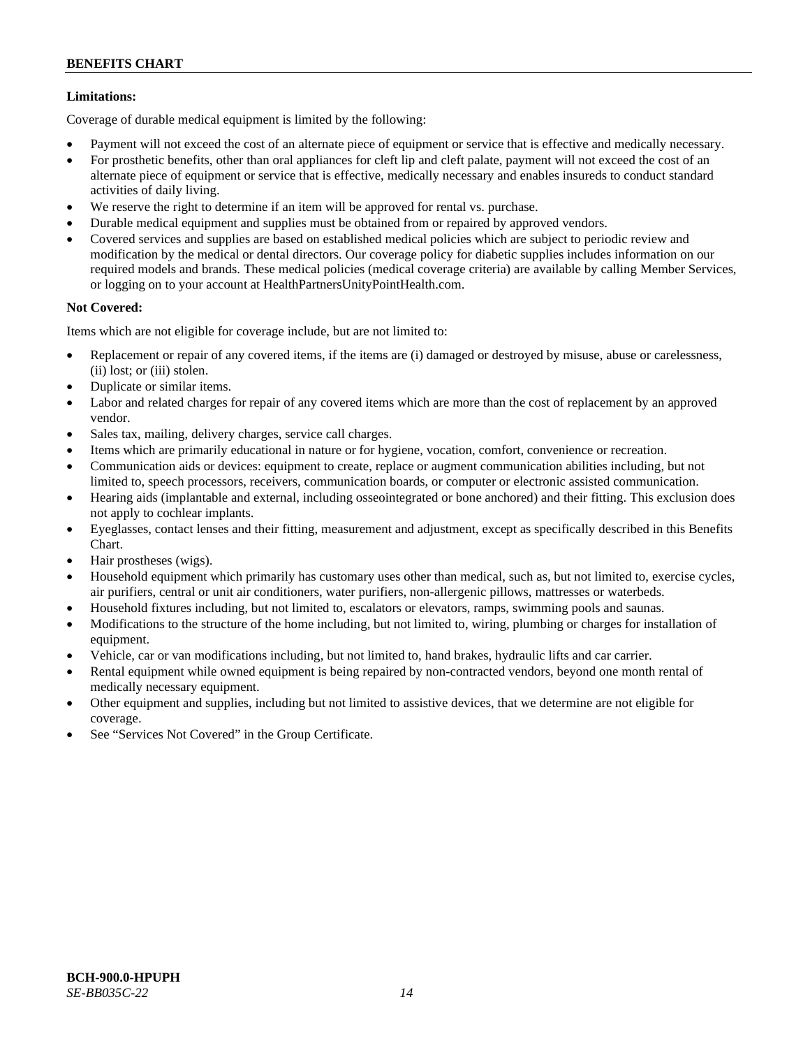**Limitations:**

Coverage of durable medical equipment is limited by the following:

- Payment will not exceed the cost of an alternate piece of equipment or service that is effective and medically necessary.
- For prosthetic benefits, other than oral appliances for cleft lip and cleft palate, payment will not exceed the cost of an alternate piece of equipment or service that is effective, medically necessary and enables insureds to conduct standard activities of daily living.
- We reserve the right to determine if an item will be approved for rental vs. purchase.
- Durable medical equipment and supplies must be obtained from or repaired by approved vendors.
- Covered services and supplies are based on established medical policies which are subject to periodic review and modification by the medical or dental directors. Our coverage policy for diabetic supplies includes information on our required models and brands. These medical policies (medical coverage criteria) are available by calling Member Services, or logging on to your account at HealthPartnersUnityPointHealth.com.

**Not Covered:**

Items which are not eligible for coverage include, but are not limited to:

- Replacement or repair of any covered items, if the items are (i) damaged or destroyed by misuse, abuse or carelessness, (ii) lost; or (iii) stolen.
- Duplicate or similar items.
- Labor and related charges for repair of any covered items which are more than the cost of replacement by an approved vendor.
- Sales tax, mailing, delivery charges, service call charges.
- Items which are primarily educational in nature or for hygiene, vocation, comfort, convenience or recreation.
- Communication aids or devices: equipment to create, replace or augment communication abilities including, but not limited to, speech processors, receivers, communication boards, or computer or electronic assisted communication.
- Hearing aids (implantable and external, including osseointegrated or bone anchored) and their fitting. This exclusion does not apply to cochlear implants.
- Eyeglasses, contact lenses and their fitting, measurement and adjustment, except as specifically described in this Benefits Chart.
- Hair prostheses (wigs).
- Household equipment which primarily has customary uses other than medical, such as, but not limited to, exercise cycles, air purifiers, central or unit air conditioners, water purifiers, non-allergenic pillows, mattresses or waterbeds.
- Household fixtures including, but not limited to, escalators or elevators, ramps, swimming pools and saunas.
- Modifications to the structure of the home including, but not limited to, wiring, plumbing or charges for installation of equipment.
- Vehicle, car or van modifications including, but not limited to, hand brakes, hydraulic lifts and car carrier.
- Rental equipment while owned equipment is being repaired by non-contracted vendors, beyond one month rental of medically necessary equipment.
- Other equipment and supplies, including but not limited to assistive devices, that we determine are not eligible for coverage.
- See "Services Not Covered" in the Group Certificate.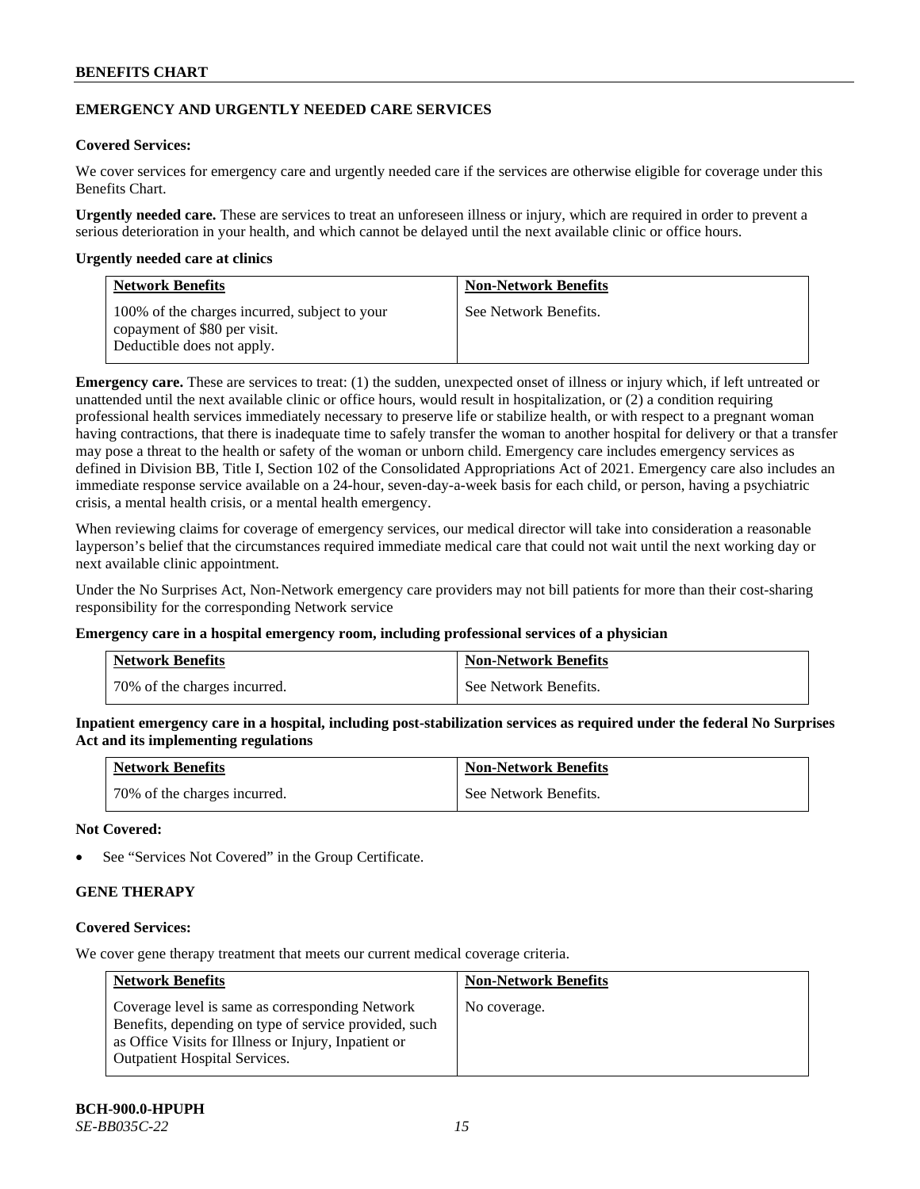## EMERGENCY AND URGENTLY NEEDED CARE SERVICES

**Covered Services:**

We cover services for emergency care and urgently needed care if the services are otherwise eligible for coverage under this Benefits Chart.

**Urgently needed care.** These are services to treat an unforeseen illness or injury, which are required in order to prevent a serious deterioration in your health, and which cannot be delayed until the next available clinic or office hours.

**Urgently needed care at clinics**

| Network Benefits | Non-Network Benefits |
|---|---|
| 100% of the charges incurred, subject to your copayment of $80 per visit. Deductible does not apply. | See Network Benefits. |

**Emergency care.** These are services to treat: (1) the sudden, unexpected onset of illness or injury which, if left untreated or unattended until the next available clinic or office hours, would result in hospitalization, or (2) a condition requiring professional health services immediately necessary to preserve life or stabilize health, or with respect to a pregnant woman having contractions, that there is inadequate time to safely transfer the woman to another hospital for delivery or that a transfer may pose a threat to the health or safety of the woman or unborn child. Emergency care includes emergency services as defined in Division BB, Title I, Section 102 of the Consolidated Appropriations Act of 2021. Emergency care also includes an immediate response service available on a 24-hour, seven-day-a-week basis for each child, or person, having a psychiatric crisis, a mental health crisis, or a mental health emergency.

When reviewing claims for coverage of emergency services, our medical director will take into consideration a reasonable layperson's belief that the circumstances required immediate medical care that could not wait until the next working day or next available clinic appointment.

Under the No Surprises Act, Non-Network emergency care providers may not bill patients for more than their cost-sharing responsibility for the corresponding Network service

**Emergency care in a hospital emergency room, including professional services of a physician**

| Network Benefits | Non-Network Benefits |
|---|---|
| 70% of the charges incurred. | See Network Benefits. |

**Inpatient emergency care in a hospital, including post-stabilization services as required under the federal No Surprises Act and its implementing regulations**

| Network Benefits | Non-Network Benefits |
|---|---|
| 70% of the charges incurred. | See Network Benefits. |

**Not Covered:**

- See "Services Not Covered" in the Group Certificate.

## GENE THERAPY

**Covered Services:**

We cover gene therapy treatment that meets our current medical coverage criteria.

| Network Benefits | Non-Network Benefits |
|---|---|
| Coverage level is same as corresponding Network Benefits, depending on type of service provided, such as Office Visits for Illness or Injury, Inpatient or Outpatient Hospital Services. | No coverage. |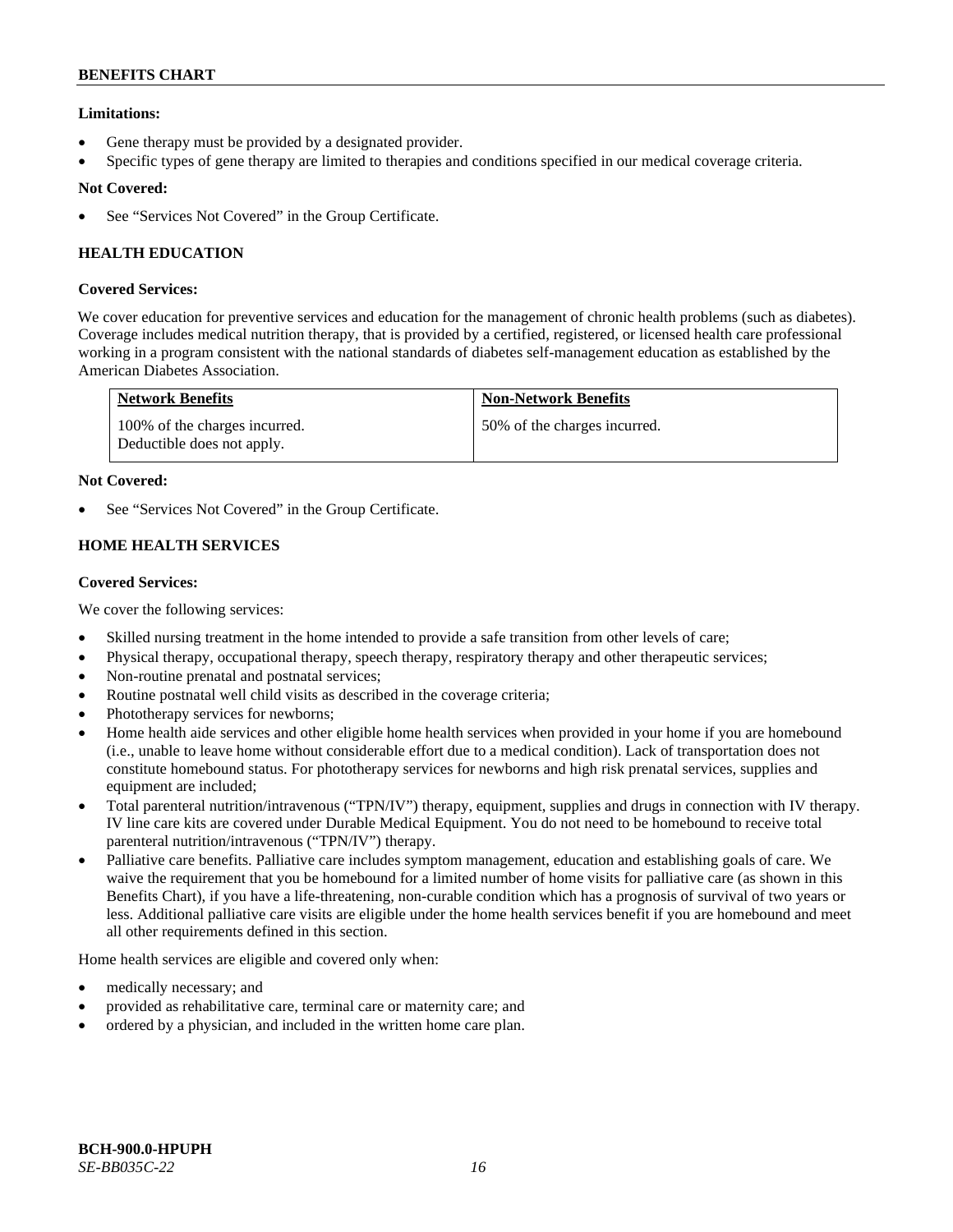**Limitations:**

- Gene therapy must be provided by a designated provider.
- Specific types of gene therapy are limited to therapies and conditions specified in our medical coverage criteria.

**Not Covered:**

- See "Services Not Covered" in the Group Certificate.

## HEALTH EDUCATION

**Covered Services:**

We cover education for preventive services and education for the management of chronic health problems (such as diabetes). Coverage includes medical nutrition therapy, that is provided by a certified, registered, or licensed health care professional working in a program consistent with the national standards of diabetes self-management education as established by the American Diabetes Association.

| Network Benefits | Non-Network Benefits |
|---|---|
| 100% of the charges incurred. Deductible does not apply. | 50% of the charges incurred. |

**Not Covered:**

- See "Services Not Covered" in the Group Certificate.

## HOME HEALTH SERVICES

**Covered Services:**

We cover the following services:

- Skilled nursing treatment in the home intended to provide a safe transition from other levels of care;
- Physical therapy, occupational therapy, speech therapy, respiratory therapy and other therapeutic services;
- Non-routine prenatal and postnatal services;
- Routine postnatal well child visits as described in the coverage criteria;
- Phototherapy services for newborns;
- Home health aide services and other eligible home health services when provided in your home if you are homebound (i.e., unable to leave home without considerable effort due to a medical condition). Lack of transportation does not constitute homebound status. For phototherapy services for newborns and high risk prenatal services, supplies and equipment are included;
- Total parenteral nutrition/intravenous ("TPN/IV") therapy, equipment, supplies and drugs in connection with IV therapy. IV line care kits are covered under Durable Medical Equipment. You do not need to be homebound to receive total parenteral nutrition/intravenous ("TPN/IV") therapy.
- Palliative care benefits. Palliative care includes symptom management, education and establishing goals of care. We waive the requirement that you be homebound for a limited number of home visits for palliative care (as shown in this Benefits Chart), if you have a life-threatening, non-curable condition which has a prognosis of survival of two years or less. Additional palliative care visits are eligible under the home health services benefit if you are homebound and meet all other requirements defined in this section.

Home health services are eligible and covered only when:

- medically necessary; and
- provided as rehabilitative care, terminal care or maternity care; and
- ordered by a physician, and included in the written home care plan.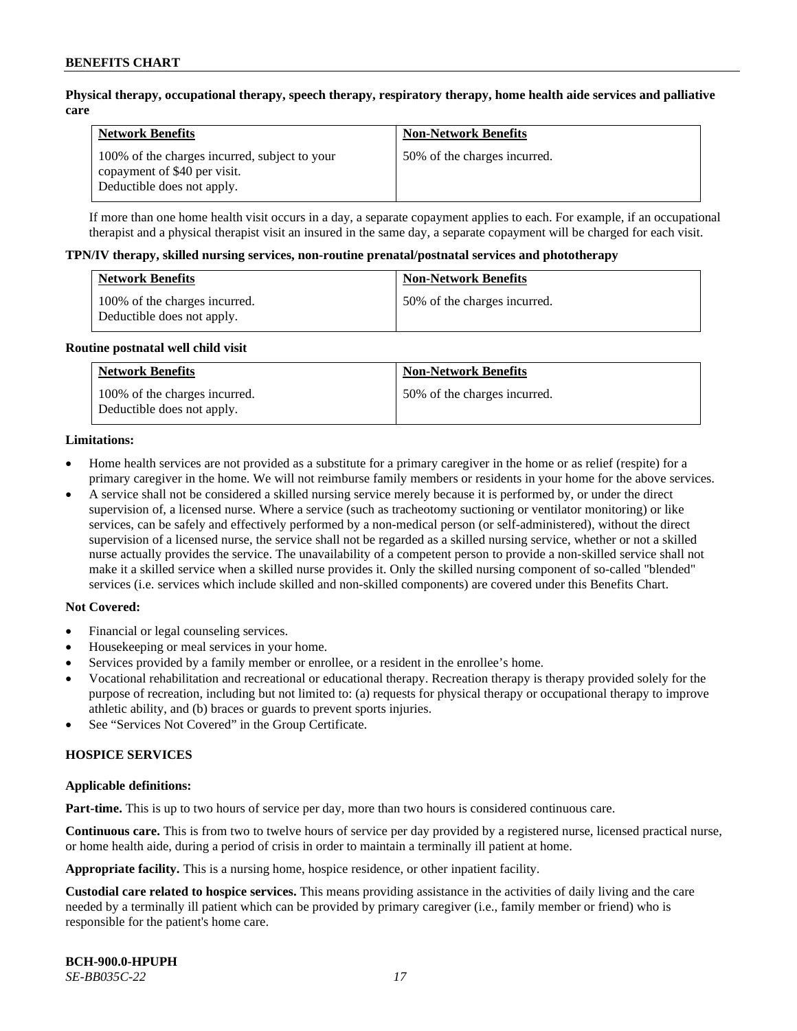**Physical therapy, occupational therapy, speech therapy, respiratory therapy, home health aide services and palliative care**

| Network Benefits | Non-Network Benefits |
| --- | --- |
| 100% of the charges incurred, subject to your copayment of $40 per visit. Deductible does not apply. | 50% of the charges incurred. |

If more than one home health visit occurs in a day, a separate copayment applies to each. For example, if an occupational therapist and a physical therapist visit an insured in the same day, a separate copayment will be charged for each visit.

**TPN/IV therapy, skilled nursing services, non-routine prenatal/postnatal services and phototherapy**

| Network Benefits | Non-Network Benefits |
| --- | --- |
| 100% of the charges incurred. Deductible does not apply. | 50% of the charges incurred. |

**Routine postnatal well child visit**

| Network Benefits | Non-Network Benefits |
| --- | --- |
| 100% of the charges incurred. Deductible does not apply. | 50% of the charges incurred. |

**Limitations:**

- Home health services are not provided as a substitute for a primary caregiver in the home or as relief (respite) for a primary caregiver in the home. We will not reimburse family members or residents in your home for the above services.
- A service shall not be considered a skilled nursing service merely because it is performed by, or under the direct supervision of, a licensed nurse. Where a service (such as tracheotomy suctioning or ventilator monitoring) or like services, can be safely and effectively performed by a non-medical person (or self-administered), without the direct supervision of a licensed nurse, the service shall not be regarded as a skilled nursing service, whether or not a skilled nurse actually provides the service. The unavailability of a competent person to provide a non-skilled service shall not make it a skilled service when a skilled nurse provides it. Only the skilled nursing component of so-called "blended" services (i.e. services which include skilled and non-skilled components) are covered under this Benefits Chart.

**Not Covered:**

- Financial or legal counseling services.
- Housekeeping or meal services in your home.
- Services provided by a family member or enrollee, or a resident in the enrollee's home.
- Vocational rehabilitation and recreational or educational therapy. Recreation therapy is therapy provided solely for the purpose of recreation, including but not limited to: (a) requests for physical therapy or occupational therapy to improve athletic ability, and (b) braces or guards to prevent sports injuries.
- See "Services Not Covered" in the Group Certificate.

## HOSPICE SERVICES

**Applicable definitions:**

**Part-time.** This is up to two hours of service per day, more than two hours is considered continuous care.

**Continuous care.** This is from two to twelve hours of service per day provided by a registered nurse, licensed practical nurse, or home health aide, during a period of crisis in order to maintain a terminally ill patient at home.

**Appropriate facility.** This is a nursing home, hospice residence, or other inpatient facility.

**Custodial care related to hospice services.** This means providing assistance in the activities of daily living and the care needed by a terminally ill patient which can be provided by primary caregiver (i.e., family member or friend) who is responsible for the patient's home care.

**BCH-900.0-HPUPH**
*SE-BB035C-22*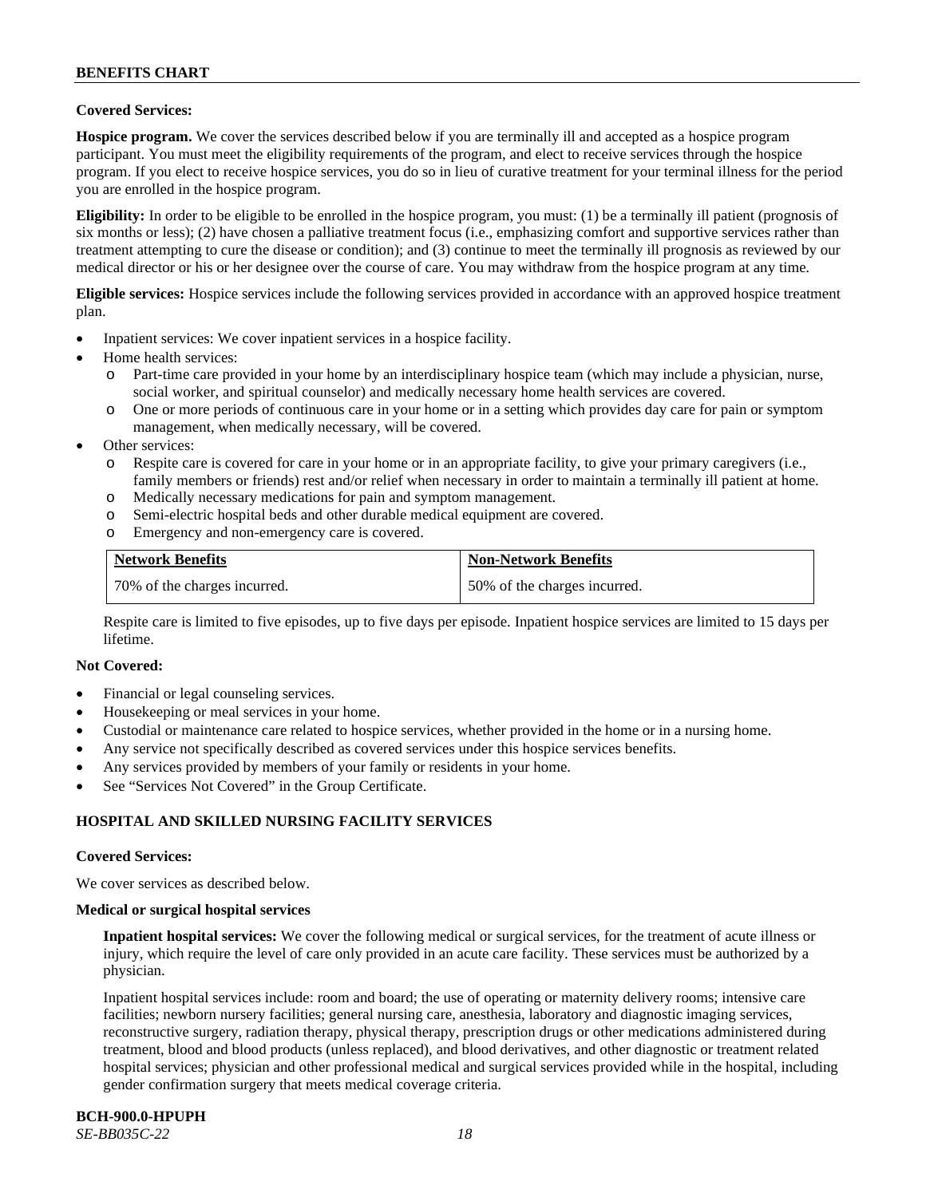**Covered Services:**

**Hospice program.** We cover the services described below if you are terminally ill and accepted as a hospice program participant. You must meet the eligibility requirements of the program, and elect to receive services through the hospice program. If you elect to receive hospice services, you do so in lieu of curative treatment for your terminal illness for the period you are enrolled in the hospice program.

**Eligibility:** In order to be eligible to be enrolled in the hospice program, you must: (1) be a terminally ill patient (prognosis of six months or less); (2) have chosen a palliative treatment focus (i.e., emphasizing comfort and supportive services rather than treatment attempting to cure the disease or condition); and (3) continue to meet the terminally ill prognosis as reviewed by our medical director or his or her designee over the course of care. You may withdraw from the hospice program at any time.

**Eligible services:** Hospice services include the following services provided in accordance with an approved hospice treatment plan.

- Inpatient services: We cover inpatient services in a hospice facility.
- Home health services:
  - Part-time care provided in your home by an interdisciplinary hospice team (which may include a physician, nurse, social worker, and spiritual counselor) and medically necessary home health services are covered.
  - One or more periods of continuous care in your home or in a setting which provides day care for pain or symptom management, when medically necessary, will be covered.
- Other services:
  - Respite care is covered for care in your home or in an appropriate facility, to give your primary caregivers (i.e., family members or friends) rest and/or relief when necessary in order to maintain a terminally ill patient at home.
  - Medically necessary medications for pain and symptom management.
  - Semi-electric hospital beds and other durable medical equipment are covered.
  - Emergency and non-emergency care is covered.

| Network Benefits | Non-Network Benefits |
|---|---|
| 70% of the charges incurred. | 50% of the charges incurred. |

Respite care is limited to five episodes, up to five days per episode. Inpatient hospice services are limited to 15 days per lifetime.

**Not Covered:**

- Financial or legal counseling services.
- Housekeeping or meal services in your home.
- Custodial or maintenance care related to hospice services, whether provided in the home or in a nursing home.
- Any service not specifically described as covered services under this hospice services benefits.
- Any services provided by members of your family or residents in your home.
- See "Services Not Covered" in the Group Certificate.

## HOSPITAL AND SKILLED NURSING FACILITY SERVICES

**Covered Services:**

We cover services as described below.

**Medical or surgical hospital services**

**Inpatient hospital services:** We cover the following medical or surgical services, for the treatment of acute illness or injury, which require the level of care only provided in an acute care facility. These services must be authorized by a physician.

Inpatient hospital services include: room and board; the use of operating or maternity delivery rooms; intensive care facilities; newborn nursery facilities; general nursing care, anesthesia, laboratory and diagnostic imaging services, reconstructive surgery, radiation therapy, physical therapy, prescription drugs or other medications administered during treatment, blood and blood products (unless replaced), and blood derivatives, and other diagnostic or treatment related hospital services; physician and other professional medical and surgical services provided while in the hospital, including gender confirmation surgery that meets medical coverage criteria.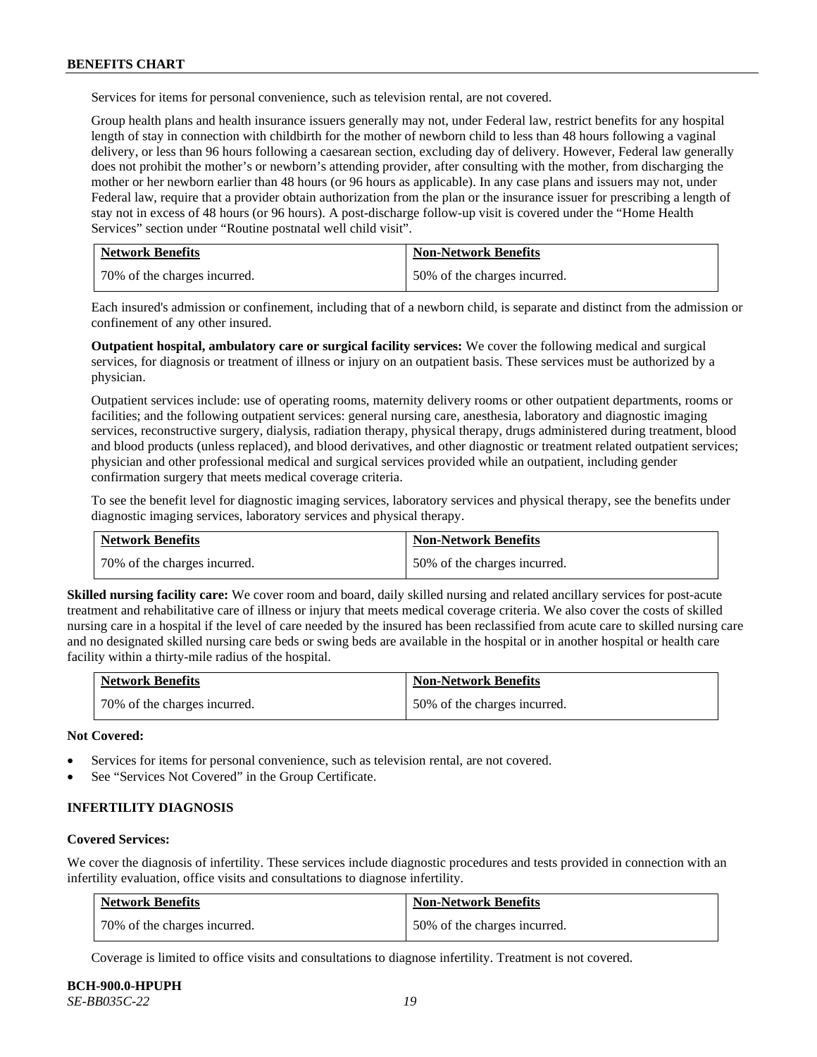Services for items for personal convenience, such as television rental, are not covered.

Group health plans and health insurance issuers generally may not, under Federal law, restrict benefits for any hospital length of stay in connection with childbirth for the mother of newborn child to less than 48 hours following a vaginal delivery, or less than 96 hours following a caesarean section, excluding day of delivery. However, Federal law generally does not prohibit the mother's or newborn's attending provider, after consulting with the mother, from discharging the mother or her newborn earlier than 48 hours (or 96 hours as applicable). In any case plans and issuers may not, under Federal law, require that a provider obtain authorization from the plan or the insurance issuer for prescribing a length of stay not in excess of 48 hours (or 96 hours). A post-discharge follow-up visit is covered under the "Home Health Services" section under "Routine postnatal well child visit".

| Network Benefits | Non-Network Benefits |
|---|---|
| 70% of the charges incurred. | 50% of the charges incurred. |

Each insured's admission or confinement, including that of a newborn child, is separate and distinct from the admission or confinement of any other insured.

**Outpatient hospital, ambulatory care or surgical facility services:** We cover the following medical and surgical services, for diagnosis or treatment of illness or injury on an outpatient basis. These services must be authorized by a physician.

Outpatient services include: use of operating rooms, maternity delivery rooms or other outpatient departments, rooms or facilities; and the following outpatient services: general nursing care, anesthesia, laboratory and diagnostic imaging services, reconstructive surgery, dialysis, radiation therapy, physical therapy, drugs administered during treatment, blood and blood products (unless replaced), and blood derivatives, and other diagnostic or treatment related outpatient services; physician and other professional medical and surgical services provided while an outpatient, including gender confirmation surgery that meets medical coverage criteria.

To see the benefit level for diagnostic imaging services, laboratory services and physical therapy, see the benefits under diagnostic imaging services, laboratory services and physical therapy.

| Network Benefits | Non-Network Benefits |
|---|---|
| 70% of the charges incurred. | 50% of the charges incurred. |

**Skilled nursing facility care:** We cover room and board, daily skilled nursing and related ancillary services for post-acute treatment and rehabilitative care of illness or injury that meets medical coverage criteria. We also cover the costs of skilled nursing care in a hospital if the level of care needed by the insured has been reclassified from acute care to skilled nursing care and no designated skilled nursing care beds or swing beds are available in the hospital or in another hospital or health care facility within a thirty-mile radius of the hospital.

| Network Benefits | Non-Network Benefits |
|---|---|
| 70% of the charges incurred. | 50% of the charges incurred. |

**Not Covered:**

- Services for items for personal convenience, such as television rental, are not covered.
- See "Services Not Covered" in the Group Certificate.

### INFERTILITY DIAGNOSIS

**Covered Services:**

We cover the diagnosis of infertility. These services include diagnostic procedures and tests provided in connection with an infertility evaluation, office visits and consultations to diagnose infertility.

| Network Benefits | Non-Network Benefits |
|---|---|
| 70% of the charges incurred. | 50% of the charges incurred. |

Coverage is limited to office visits and consultations to diagnose infertility. Treatment is not covered.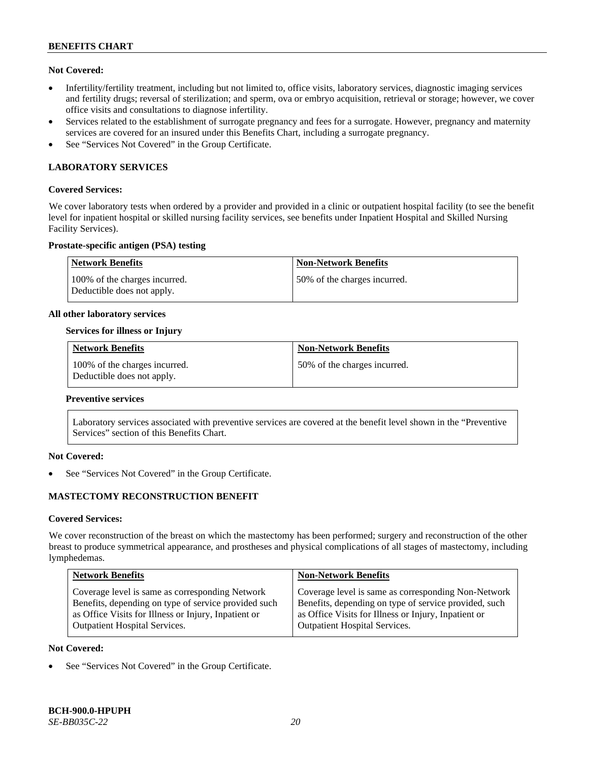**Not Covered:**

- Infertility/fertility treatment, including but not limited to, office visits, laboratory services, diagnostic imaging services and fertility drugs; reversal of sterilization; and sperm, ova or embryo acquisition, retrieval or storage; however, we cover office visits and consultations to diagnose infertility.
- Services related to the establishment of surrogate pregnancy and fees for a surrogate. However, pregnancy and maternity services are covered for an insured under this Benefits Chart, including a surrogate pregnancy.
- See "Services Not Covered" in the Group Certificate.

## LABORATORY SERVICES

**Covered Services:**

We cover laboratory tests when ordered by a provider and provided in a clinic or outpatient hospital facility (to see the benefit level for inpatient hospital or skilled nursing facility services, see benefits under Inpatient Hospital and Skilled Nursing Facility Services).

**Prostate-specific antigen (PSA) testing**

| Network Benefits | Non-Network Benefits |
|---|---|
| 100% of the charges incurred. Deductible does not apply. | 50% of the charges incurred. |

**All other laboratory services**

**Services for illness or Injury**

| Network Benefits | Non-Network Benefits |
|---|---|
| 100% of the charges incurred. Deductible does not apply. | 50% of the charges incurred. |

**Preventive services**

| Laboratory services associated with preventive services are covered at the benefit level shown in the "Preventive Services" section of this Benefits Chart. |
|---|

**Not Covered:**

- See "Services Not Covered" in the Group Certificate.

## MASTECTOMY RECONSTRUCTION BENEFIT

**Covered Services:**

We cover reconstruction of the breast on which the mastectomy has been performed; surgery and reconstruction of the other breast to produce symmetrical appearance, and prostheses and physical complications of all stages of mastectomy, including lymphedemas.

| Network Benefits | Non-Network Benefits |
|---|---|
| Coverage level is same as corresponding Network Benefits, depending on type of service provided such as Office Visits for Illness or Injury, Inpatient or Outpatient Hospital Services. | Coverage level is same as corresponding Non-Network Benefits, depending on type of service provided, such as Office Visits for Illness or Injury, Inpatient or Outpatient Hospital Services. |

**Not Covered:**

- See "Services Not Covered" in the Group Certificate.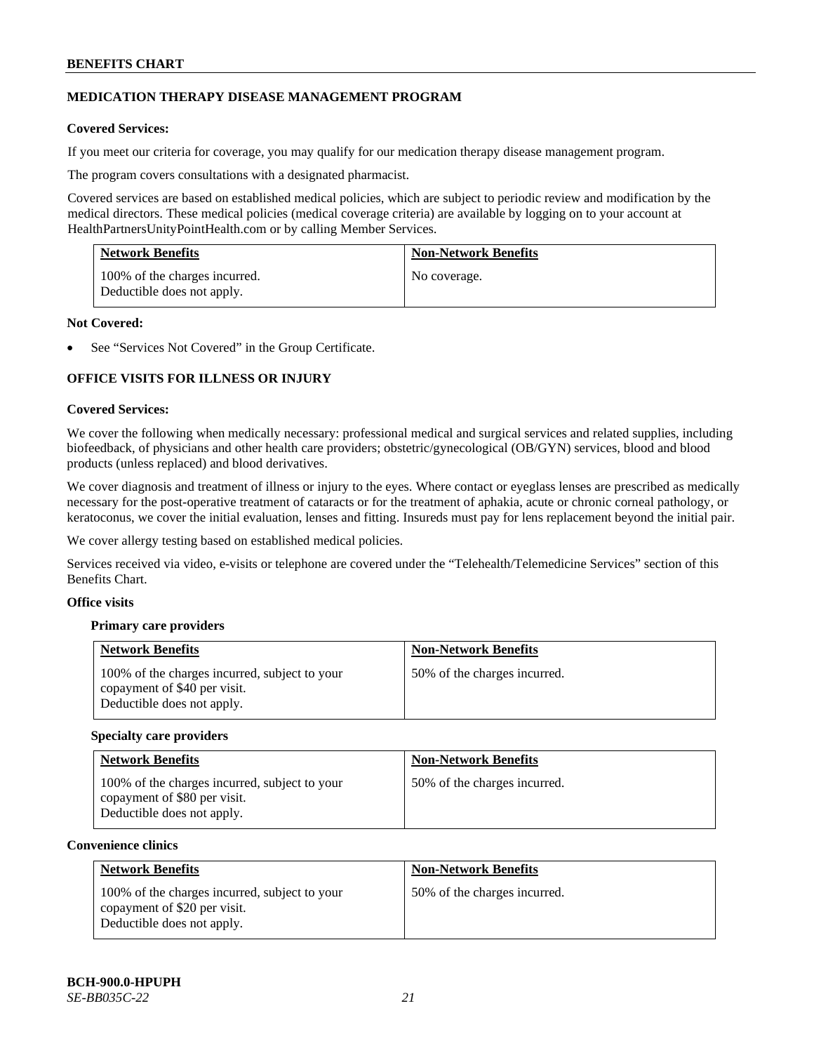## MEDICATION THERAPY DISEASE MANAGEMENT PROGRAM

**Covered Services:**

If you meet our criteria for coverage, you may qualify for our medication therapy disease management program.

The program covers consultations with a designated pharmacist.

Covered services are based on established medical policies, which are subject to periodic review and modification by the medical directors. These medical policies (medical coverage criteria) are available by logging on to your account at HealthPartnersUnityPointHealth.com or by calling Member Services.

| Network Benefits | Non-Network Benefits |
|---|---|
| 100% of the charges incurred. Deductible does not apply. | No coverage. |

**Not Covered:**

- See "Services Not Covered" in the Group Certificate.

## OFFICE VISITS FOR ILLNESS OR INJURY

**Covered Services:**

We cover the following when medically necessary: professional medical and surgical services and related supplies, including biofeedback, of physicians and other health care providers; obstetric/gynecological (OB/GYN) services, blood and blood products (unless replaced) and blood derivatives.

We cover diagnosis and treatment of illness or injury to the eyes. Where contact or eyeglass lenses are prescribed as medically necessary for the post-operative treatment of cataracts or for the treatment of aphakia, acute or chronic corneal pathology, or keratoconus, we cover the initial evaluation, lenses and fitting. Insureds must pay for lens replacement beyond the initial pair.

We cover allergy testing based on established medical policies.

Services received via video, e-visits or telephone are covered under the "Telehealth/Telemedicine Services" section of this Benefits Chart.

**Office visits**

**Primary care providers**

| Network Benefits | Non-Network Benefits |
|---|---|
| 100% of the charges incurred, subject to your copayment of $40 per visit. Deductible does not apply. | 50% of the charges incurred. |

**Specialty care providers**

| Network Benefits | Non-Network Benefits |
|---|---|
| 100% of the charges incurred, subject to your copayment of $80 per visit. Deductible does not apply. | 50% of the charges incurred. |

**Convenience clinics**

| Network Benefits | Non-Network Benefits |
|---|---|
| 100% of the charges incurred, subject to your copayment of $20 per visit. Deductible does not apply. | 50% of the charges incurred. |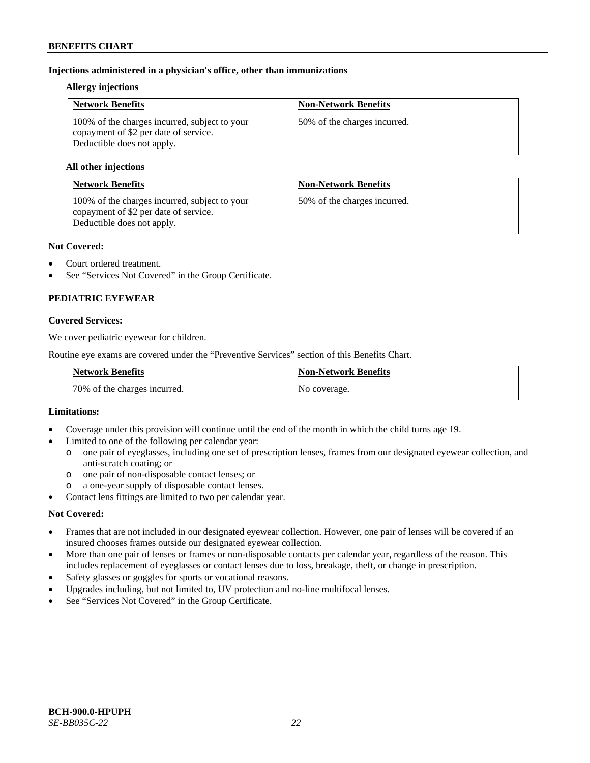**Injections administered in a physician's office, other than immunizations**

**Allergy injections**

| Network Benefits | Non-Network Benefits |
|---|---|
| 100% of the charges incurred, subject to your copayment of $2 per date of service. Deductible does not apply. | 50% of the charges incurred. |

**All other injections**

| Network Benefits | Non-Network Benefits |
|---|---|
| 100% of the charges incurred, subject to your copayment of $2 per date of service. Deductible does not apply. | 50% of the charges incurred. |

**Not Covered:**

- Court ordered treatment.
- See "Services Not Covered" in the Group Certificate.

**PEDIATRIC EYEWEAR**

**Covered Services:**

We cover pediatric eyewear for children.

Routine eye exams are covered under the "Preventive Services" section of this Benefits Chart.

| Network Benefits | Non-Network Benefits |
|---|---|
| 70% of the charges incurred. | No coverage. |

**Limitations:**

- Coverage under this provision will continue until the end of the month in which the child turns age 19.
- Limited to one of the following per calendar year:
  - one pair of eyeglasses, including one set of prescription lenses, frames from our designated eyewear collection, and anti-scratch coating; or
  - one pair of non-disposable contact lenses; or
  - a one-year supply of disposable contact lenses.
- Contact lens fittings are limited to two per calendar year.

**Not Covered:**

- Frames that are not included in our designated eyewear collection. However, one pair of lenses will be covered if an insured chooses frames outside our designated eyewear collection.
- More than one pair of lenses or frames or non-disposable contacts per calendar year, regardless of the reason. This includes replacement of eyeglasses or contact lenses due to loss, breakage, theft, or change in prescription.
- Safety glasses or goggles for sports or vocational reasons.
- Upgrades including, but not limited to, UV protection and no-line multifocal lenses.
- See "Services Not Covered" in the Group Certificate.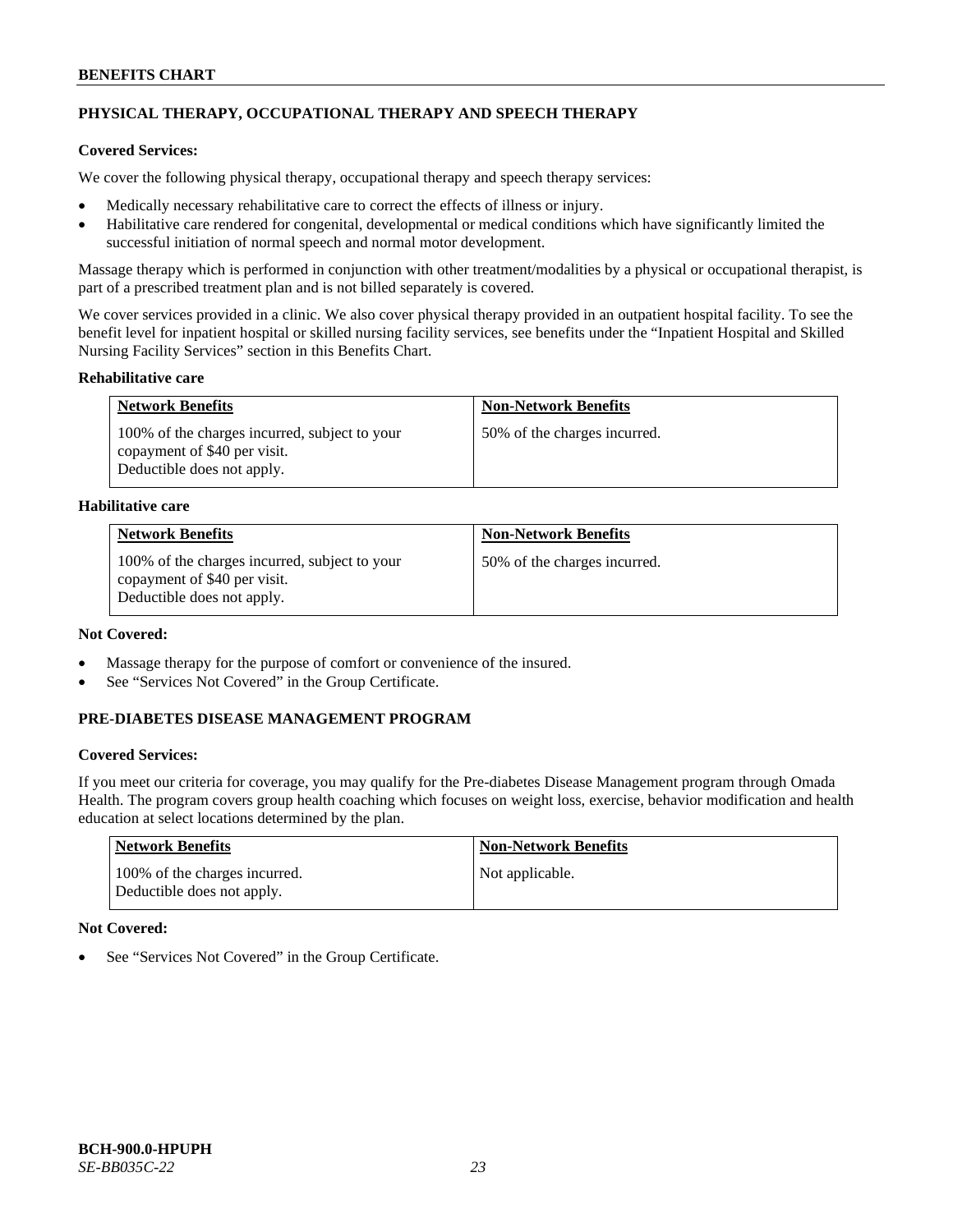## PHYSICAL THERAPY, OCCUPATIONAL THERAPY AND SPEECH THERAPY

**Covered Services:**

We cover the following physical therapy, occupational therapy and speech therapy services:

- Medically necessary rehabilitative care to correct the effects of illness or injury.
- Habilitative care rendered for congenital, developmental or medical conditions which have significantly limited the successful initiation of normal speech and normal motor development.

Massage therapy which is performed in conjunction with other treatment/modalities by a physical or occupational therapist, is part of a prescribed treatment plan and is not billed separately is covered.

We cover services provided in a clinic. We also cover physical therapy provided in an outpatient hospital facility. To see the benefit level for inpatient hospital or skilled nursing facility services, see benefits under the "Inpatient Hospital and Skilled Nursing Facility Services" section in this Benefits Chart.

**Rehabilitative care**

| Network Benefits | Non-Network Benefits |
|---|---|
| 100% of the charges incurred, subject to your copayment of $40 per visit. Deductible does not apply. | 50% of the charges incurred. |

**Habilitative care**

| Network Benefits | Non-Network Benefits |
|---|---|
| 100% of the charges incurred, subject to your copayment of $40 per visit. Deductible does not apply. | 50% of the charges incurred. |

**Not Covered:**

- Massage therapy for the purpose of comfort or convenience of the insured.
- See "Services Not Covered" in the Group Certificate.

## PRE-DIABETES DISEASE MANAGEMENT PROGRAM

**Covered Services:**

If you meet our criteria for coverage, you may qualify for the Pre-diabetes Disease Management program through Omada Health. The program covers group health coaching which focuses on weight loss, exercise, behavior modification and health education at select locations determined by the plan.

| Network Benefits | Non-Network Benefits |
|---|---|
| 100% of the charges incurred. Deductible does not apply. | Not applicable. |

**Not Covered:**

- See "Services Not Covered" in the Group Certificate.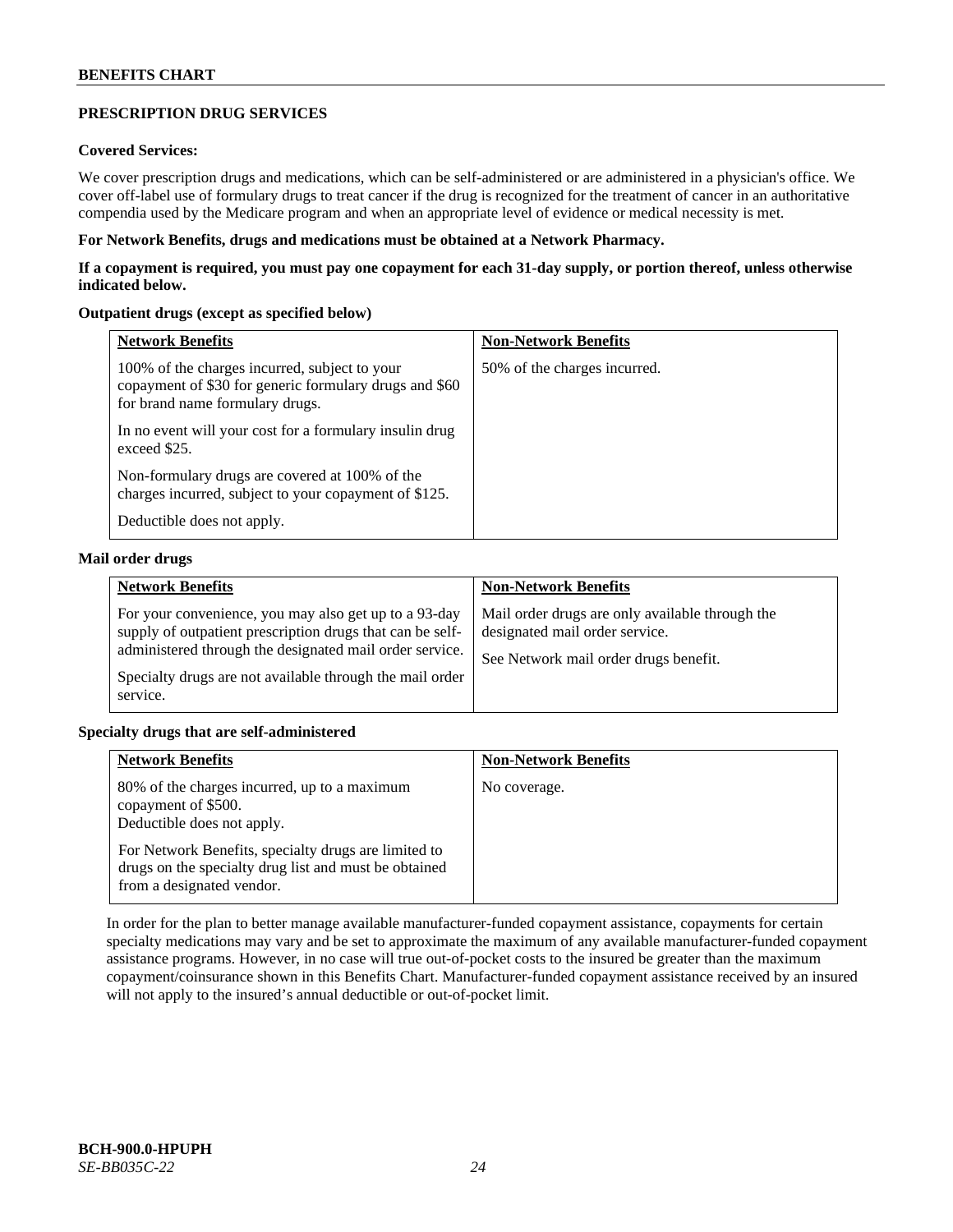## PRESCRIPTION DRUG SERVICES

**Covered Services:**

We cover prescription drugs and medications, which can be self-administered or are administered in a physician's office. We cover off-label use of formulary drugs to treat cancer if the drug is recognized for the treatment of cancer in an authoritative compendia used by the Medicare program and when an appropriate level of evidence or medical necessity is met.

**For Network Benefits, drugs and medications must be obtained at a Network Pharmacy.**

**If a copayment is required, you must pay one copayment for each 31-day supply, or portion thereof, unless otherwise indicated below.**

**Outpatient drugs (except as specified below)**

| Network Benefits | Non-Network Benefits |
|---|---|
| 100% of the charges incurred, subject to your copayment of $30 for generic formulary drugs and $60 for brand name formulary drugs.<br><br>In no event will your cost for a formulary insulin drug exceed $25.<br><br>Non-formulary drugs are covered at 100% of the charges incurred, subject to your copayment of $125.<br><br>Deductible does not apply. | 50% of the charges incurred. |

**Mail order drugs**

| Network Benefits | Non-Network Benefits |
|---|---|
| For your convenience, you may also get up to a 93-day supply of outpatient prescription drugs that can be self-administered through the designated mail order service.<br><br>Specialty drugs are not available through the mail order service. | Mail order drugs are only available through the designated mail order service.<br><br>See Network mail order drugs benefit. |

**Specialty drugs that are self-administered**

| Network Benefits | Non-Network Benefits |
|---|---|
| 80% of the charges incurred, up to a maximum copayment of $500.<br>Deductible does not apply.<br><br>For Network Benefits, specialty drugs are limited to drugs on the specialty drug list and must be obtained from a designated vendor. | No coverage. |

In order for the plan to better manage available manufacturer-funded copayment assistance, copayments for certain specialty medications may vary and be set to approximate the maximum of any available manufacturer-funded copayment assistance programs. However, in no case will true out-of-pocket costs to the insured be greater than the maximum copayment/coinsurance shown in this Benefits Chart. Manufacturer-funded copayment assistance received by an insured will not apply to the insured's annual deductible or out-of-pocket limit.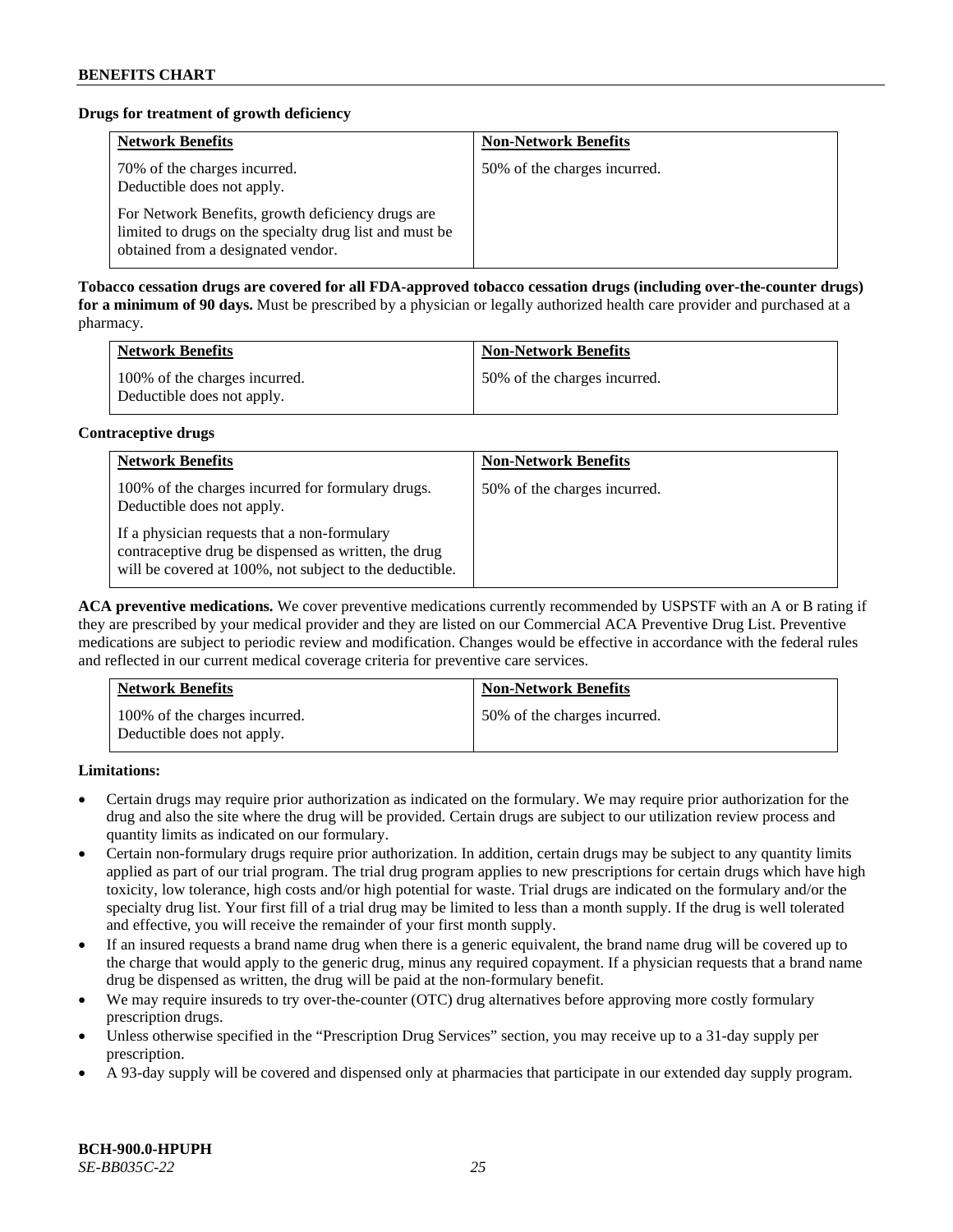**Drugs for treatment of growth deficiency**

| Network Benefits | Non-Network Benefits |
| --- | --- |
| 70% of the charges incurred. Deductible does not apply. For Network Benefits, growth deficiency drugs are limited to drugs on the specialty drug list and must be obtained from a designated vendor. | 50% of the charges incurred. |

**Tobacco cessation drugs are covered for all FDA-approved tobacco cessation drugs (including over-the-counter drugs) for a minimum of 90 days.** Must be prescribed by a physician or legally authorized health care provider and purchased at a pharmacy.

| Network Benefits | Non-Network Benefits |
| --- | --- |
| 100% of the charges incurred. Deductible does not apply. | 50% of the charges incurred. |

**Contraceptive drugs**

| Network Benefits | Non-Network Benefits |
| --- | --- |
| 100% of the charges incurred for formulary drugs. Deductible does not apply. If a physician requests that a non-formulary contraceptive drug be dispensed as written, the drug will be covered at 100%, not subject to the deductible. | 50% of the charges incurred. |

**ACA preventive medications.** We cover preventive medications currently recommended by USPSTF with an A or B rating if they are prescribed by your medical provider and they are listed on our Commercial ACA Preventive Drug List. Preventive medications are subject to periodic review and modification. Changes would be effective in accordance with the federal rules and reflected in our current medical coverage criteria for preventive care services.

| Network Benefits | Non-Network Benefits |
| --- | --- |
| 100% of the charges incurred. Deductible does not apply. | 50% of the charges incurred. |

**Limitations:**

- Certain drugs may require prior authorization as indicated on the formulary. We may require prior authorization for the drug and also the site where the drug will be provided. Certain drugs are subject to our utilization review process and quantity limits as indicated on our formulary.
- Certain non-formulary drugs require prior authorization. In addition, certain drugs may be subject to any quantity limits applied as part of our trial program. The trial drug program applies to new prescriptions for certain drugs which have high toxicity, low tolerance, high costs and/or high potential for waste. Trial drugs are indicated on the formulary and/or the specialty drug list. Your first fill of a trial drug may be limited to less than a month supply. If the drug is well tolerated and effective, you will receive the remainder of your first month supply.
- If an insured requests a brand name drug when there is a generic equivalent, the brand name drug will be covered up to the charge that would apply to the generic drug, minus any required copayment. If a physician requests that a brand name drug be dispensed as written, the drug will be paid at the non-formulary benefit.
- We may require insureds to try over-the-counter (OTC) drug alternatives before approving more costly formulary prescription drugs.
- Unless otherwise specified in the "Prescription Drug Services" section, you may receive up to a 31-day supply per prescription.
- A 93-day supply will be covered and dispensed only at pharmacies that participate in our extended day supply program.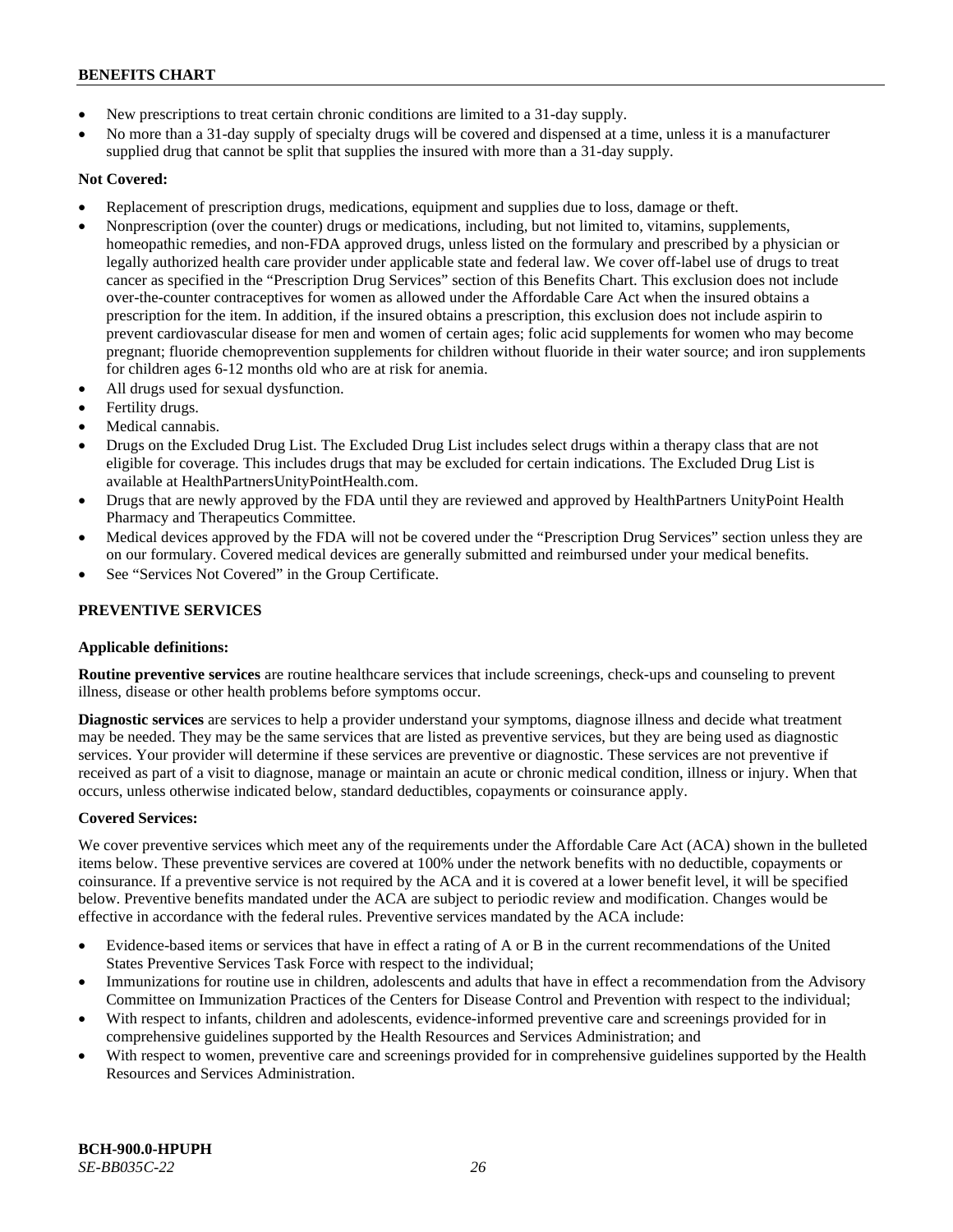- New prescriptions to treat certain chronic conditions are limited to a 31-day supply.
- No more than a 31-day supply of specialty drugs will be covered and dispensed at a time, unless it is a manufacturer supplied drug that cannot be split that supplies the insured with more than a 31-day supply.

**Not Covered:**

- Replacement of prescription drugs, medications, equipment and supplies due to loss, damage or theft.
- Nonprescription (over the counter) drugs or medications, including, but not limited to, vitamins, supplements, homeopathic remedies, and non-FDA approved drugs, unless listed on the formulary and prescribed by a physician or legally authorized health care provider under applicable state and federal law. We cover off-label use of drugs to treat cancer as specified in the "Prescription Drug Services" section of this Benefits Chart. This exclusion does not include over-the-counter contraceptives for women as allowed under the Affordable Care Act when the insured obtains a prescription for the item. In addition, if the insured obtains a prescription, this exclusion does not include aspirin to prevent cardiovascular disease for men and women of certain ages; folic acid supplements for women who may become pregnant; fluoride chemoprevention supplements for children without fluoride in their water source; and iron supplements for children ages 6-12 months old who are at risk for anemia.
- All drugs used for sexual dysfunction.
- Fertility drugs.
- Medical cannabis.
- Drugs on the Excluded Drug List. The Excluded Drug List includes select drugs within a therapy class that are not eligible for coverage. This includes drugs that may be excluded for certain indications. The Excluded Drug List is available at HealthPartnersUnityPointHealth.com.
- Drugs that are newly approved by the FDA until they are reviewed and approved by HealthPartners UnityPoint Health Pharmacy and Therapeutics Committee.
- Medical devices approved by the FDA will not be covered under the "Prescription Drug Services" section unless they are on our formulary. Covered medical devices are generally submitted and reimbursed under your medical benefits.
- See "Services Not Covered" in the Group Certificate.

## PREVENTIVE SERVICES

**Applicable definitions:**

**Routine preventive services** are routine healthcare services that include screenings, check-ups and counseling to prevent illness, disease or other health problems before symptoms occur.

**Diagnostic services** are services to help a provider understand your symptoms, diagnose illness and decide what treatment may be needed. They may be the same services that are listed as preventive services, but they are being used as diagnostic services. Your provider will determine if these services are preventive or diagnostic. These services are not preventive if received as part of a visit to diagnose, manage or maintain an acute or chronic medical condition, illness or injury. When that occurs, unless otherwise indicated below, standard deductibles, copayments or coinsurance apply.

**Covered Services:**

We cover preventive services which meet any of the requirements under the Affordable Care Act (ACA) shown in the bulleted items below. These preventive services are covered at 100% under the network benefits with no deductible, copayments or coinsurance. If a preventive service is not required by the ACA and it is covered at a lower benefit level, it will be specified below. Preventive benefits mandated under the ACA are subject to periodic review and modification. Changes would be effective in accordance with the federal rules. Preventive services mandated by the ACA include:

- Evidence-based items or services that have in effect a rating of A or B in the current recommendations of the United States Preventive Services Task Force with respect to the individual;
- Immunizations for routine use in children, adolescents and adults that have in effect a recommendation from the Advisory Committee on Immunization Practices of the Centers for Disease Control and Prevention with respect to the individual;
- With respect to infants, children and adolescents, evidence-informed preventive care and screenings provided for in comprehensive guidelines supported by the Health Resources and Services Administration; and
- With respect to women, preventive care and screenings provided for in comprehensive guidelines supported by the Health Resources and Services Administration.

**BCH-900.0-HPUPH**
*SE-BB035C-22*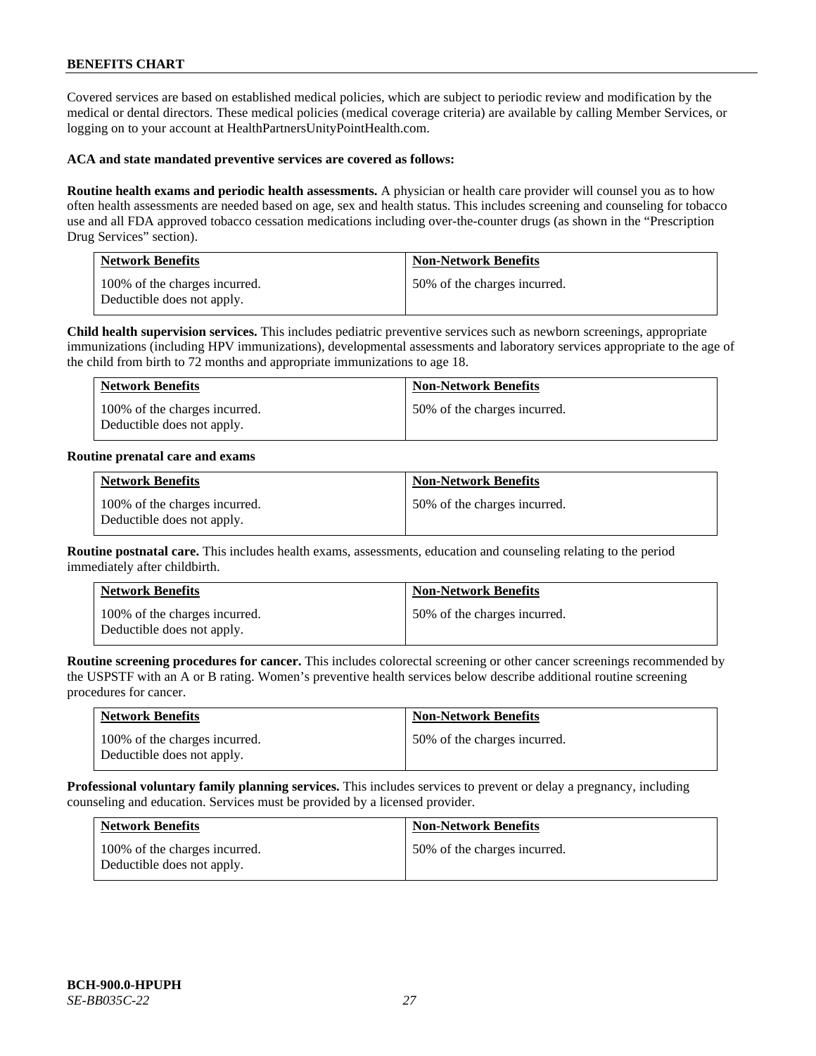## BENEFITS CHART

Covered services are based on established medical policies, which are subject to periodic review and modification by the medical or dental directors. These medical policies (medical coverage criteria) are available by calling Member Services, or logging on to your account at HealthPartnersUnityPointHealth.com.

**ACA and state mandated preventive services are covered as follows:**

**Routine health exams and periodic health assessments.** A physician or health care provider will counsel you as to how often health assessments are needed based on age, sex and health status. This includes screening and counseling for tobacco use and all FDA approved tobacco cessation medications including over-the-counter drugs (as shown in the "Prescription Drug Services" section).

| Network Benefits | Non-Network Benefits |
|---|---|
| 100% of the charges incurred. Deductible does not apply. | 50% of the charges incurred. |

**Child health supervision services.** This includes pediatric preventive services such as newborn screenings, appropriate immunizations (including HPV immunizations), developmental assessments and laboratory services appropriate to the age of the child from birth to 72 months and appropriate immunizations to age 18.

| Network Benefits | Non-Network Benefits |
|---|---|
| 100% of the charges incurred. Deductible does not apply. | 50% of the charges incurred. |

**Routine prenatal care and exams**

| Network Benefits | Non-Network Benefits |
|---|---|
| 100% of the charges incurred. Deductible does not apply. | 50% of the charges incurred. |

**Routine postnatal care.** This includes health exams, assessments, education and counseling relating to the period immediately after childbirth.

| Network Benefits | Non-Network Benefits |
|---|---|
| 100% of the charges incurred. Deductible does not apply. | 50% of the charges incurred. |

**Routine screening procedures for cancer.** This includes colorectal screening or other cancer screenings recommended by the USPSTF with an A or B rating. Women's preventive health services below describe additional routine screening procedures for cancer.

| Network Benefits | Non-Network Benefits |
|---|---|
| 100% of the charges incurred. Deductible does not apply. | 50% of the charges incurred. |

**Professional voluntary family planning services.** This includes services to prevent or delay a pregnancy, including counseling and education. Services must be provided by a licensed provider.

| Network Benefits | Non-Network Benefits |
|---|---|
| 100% of the charges incurred. Deductible does not apply. | 50% of the charges incurred. |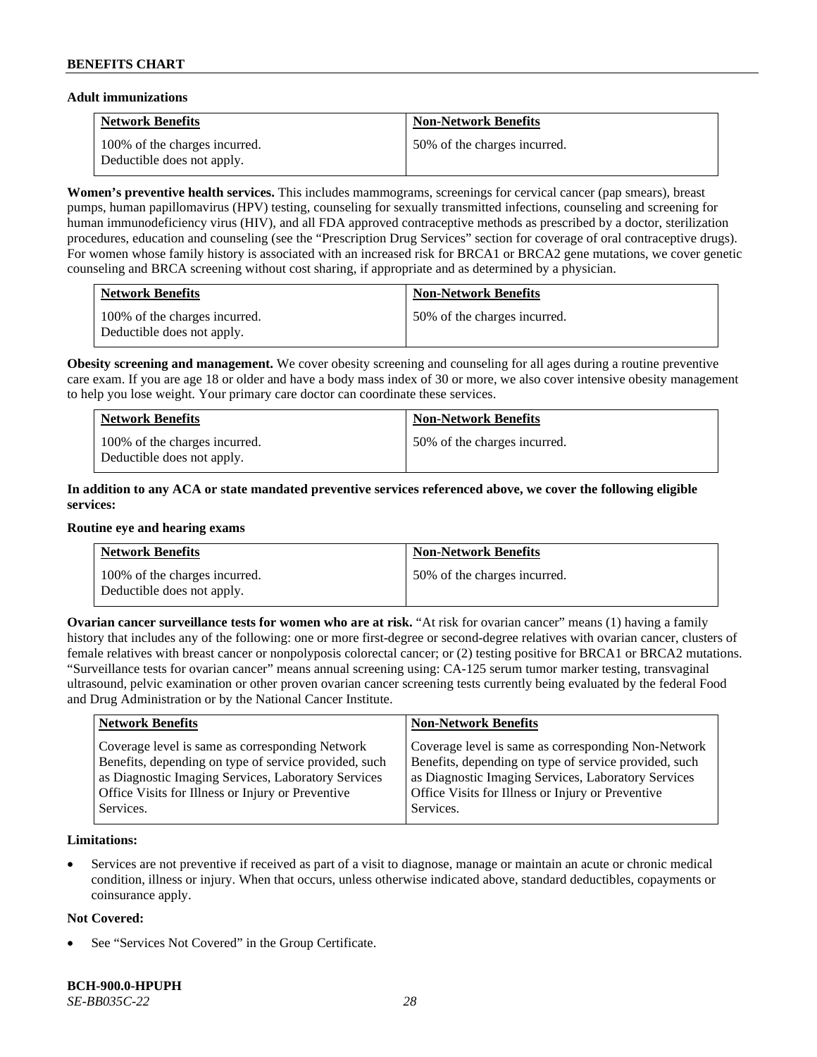**Adult immunizations**

| Network Benefits | Non-Network Benefits |
| --- | --- |
| 100% of the charges incurred. Deductible does not apply. | 50% of the charges incurred. |

**Women's preventive health services.** This includes mammograms, screenings for cervical cancer (pap smears), breast pumps, human papillomavirus (HPV) testing, counseling for sexually transmitted infections, counseling and screening for human immunodeficiency virus (HIV), and all FDA approved contraceptive methods as prescribed by a doctor, sterilization procedures, education and counseling (see the "Prescription Drug Services" section for coverage of oral contraceptive drugs). For women whose family history is associated with an increased risk for BRCA1 or BRCA2 gene mutations, we cover genetic counseling and BRCA screening without cost sharing, if appropriate and as determined by a physician.

| Network Benefits | Non-Network Benefits |
| --- | --- |
| 100% of the charges incurred. Deductible does not apply. | 50% of the charges incurred. |

**Obesity screening and management.** We cover obesity screening and counseling for all ages during a routine preventive care exam. If you are age 18 or older and have a body mass index of 30 or more, we also cover intensive obesity management to help you lose weight. Your primary care doctor can coordinate these services.

| Network Benefits | Non-Network Benefits |
| --- | --- |
| 100% of the charges incurred. Deductible does not apply. | 50% of the charges incurred. |

**In addition to any ACA or state mandated preventive services referenced above, we cover the following eligible services:**

**Routine eye and hearing exams**

| Network Benefits | Non-Network Benefits |
| --- | --- |
| 100% of the charges incurred. Deductible does not apply. | 50% of the charges incurred. |

**Ovarian cancer surveillance tests for women who are at risk.** "At risk for ovarian cancer" means (1) having a family history that includes any of the following: one or more first-degree or second-degree relatives with ovarian cancer, clusters of female relatives with breast cancer or nonpolyposis colorectal cancer; or (2) testing positive for BRCA1 or BRCA2 mutations. "Surveillance tests for ovarian cancer" means annual screening using: CA-125 serum tumor marker testing, transvaginal ultrasound, pelvic examination or other proven ovarian cancer screening tests currently being evaluated by the federal Food and Drug Administration or by the National Cancer Institute.

| Network Benefits | Non-Network Benefits |
| --- | --- |
| Coverage level is same as corresponding Network Benefits, depending on type of service provided, such as Diagnostic Imaging Services, Laboratory Services Office Visits for Illness or Injury or Preventive Services. | Coverage level is same as corresponding Non-Network Benefits, depending on type of service provided, such as Diagnostic Imaging Services, Laboratory Services Office Visits for Illness or Injury or Preventive Services. |

**Limitations:**

- Services are not preventive if received as part of a visit to diagnose, manage or maintain an acute or chronic medical condition, illness or injury. When that occurs, unless otherwise indicated above, standard deductibles, copayments or coinsurance apply.

**Not Covered:**

- See "Services Not Covered" in the Group Certificate.

**BCH-900.0-HPUPH**
*SE-BB035C-22*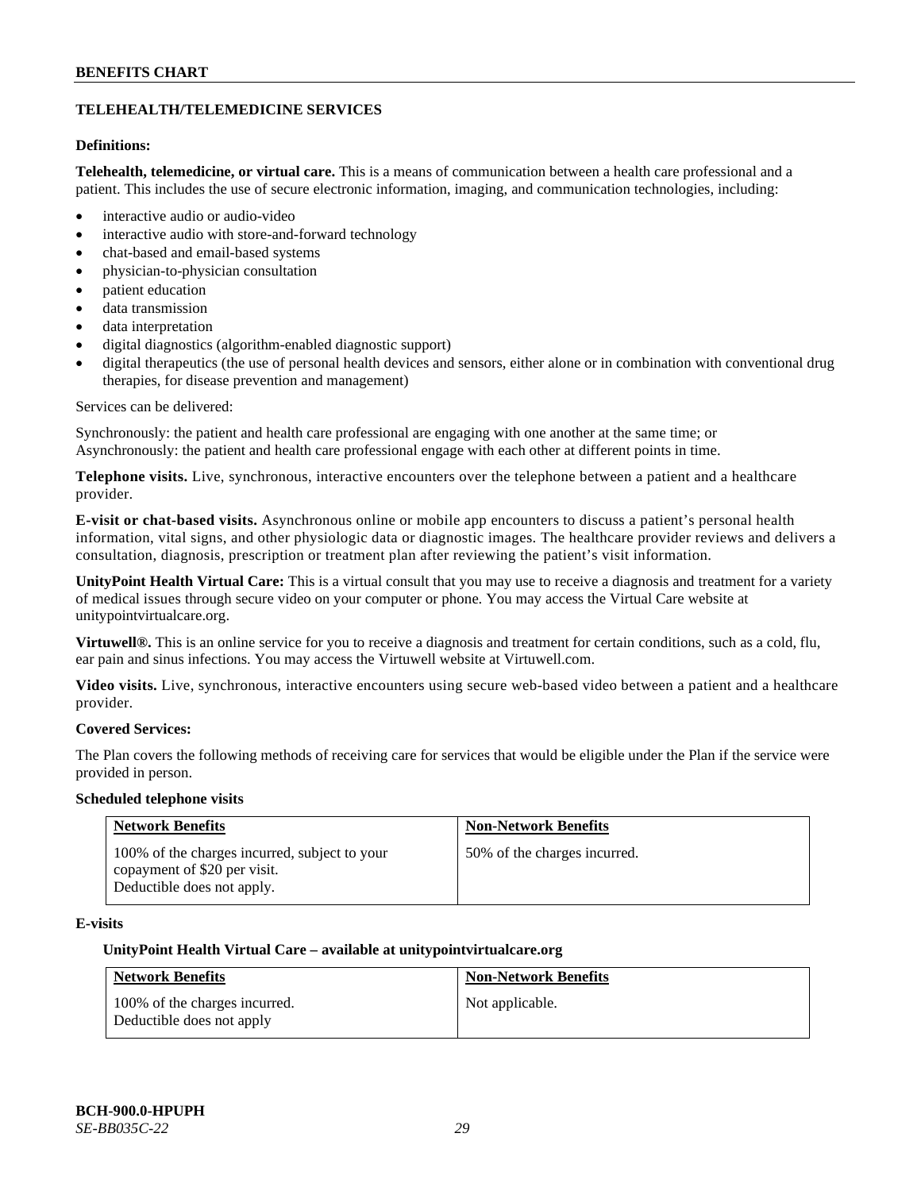## TELEHEALTH/TELEMEDICINE SERVICES

**Definitions:**

**Telehealth, telemedicine, or virtual care.** This is a means of communication between a health care professional and a patient. This includes the use of secure electronic information, imaging, and communication technologies, including:

- interactive audio or audio-video
- interactive audio with store-and-forward technology
- chat-based and email-based systems
- physician-to-physician consultation
- patient education
- data transmission
- data interpretation
- digital diagnostics (algorithm-enabled diagnostic support)
- digital therapeutics (the use of personal health devices and sensors, either alone or in combination with conventional drug therapies, for disease prevention and management)

Services can be delivered:

Synchronously: the patient and health care professional are engaging with one another at the same time; or
Asynchronously: the patient and health care professional engage with each other at different points in time.

**Telephone visits.** Live, synchronous, interactive encounters over the telephone between a patient and a healthcare provider.

**E-visit or chat-based visits.** Asynchronous online or mobile app encounters to discuss a patient's personal health information, vital signs, and other physiologic data or diagnostic images. The healthcare provider reviews and delivers a consultation, diagnosis, prescription or treatment plan after reviewing the patient's visit information.

**UnityPoint Health Virtual Care:** This is a virtual consult that you may use to receive a diagnosis and treatment for a variety of medical issues through secure video on your computer or phone. You may access the Virtual Care website at unitypointvirtualcare.org.

**Virtuwell®.** This is an online service for you to receive a diagnosis and treatment for certain conditions, such as a cold, flu, ear pain and sinus infections. You may access the Virtuwell website at Virtuwell.com.

**Video visits.** Live, synchronous, interactive encounters using secure web-based video between a patient and a healthcare provider.

**Covered Services:**

The Plan covers the following methods of receiving care for services that would be eligible under the Plan if the service were provided in person.

**Scheduled telephone visits**

| Network Benefits | Non-Network Benefits |
|---|---|
| 100% of the charges incurred, subject to your copayment of $20 per visit. Deductible does not apply. | 50% of the charges incurred. |

**E-visits**

**UnityPoint Health Virtual Care – available at unitypointvirtualcare.org**

| Network Benefits | Non-Network Benefits |
|---|---|
| 100% of the charges incurred. Deductible does not apply | Not applicable. |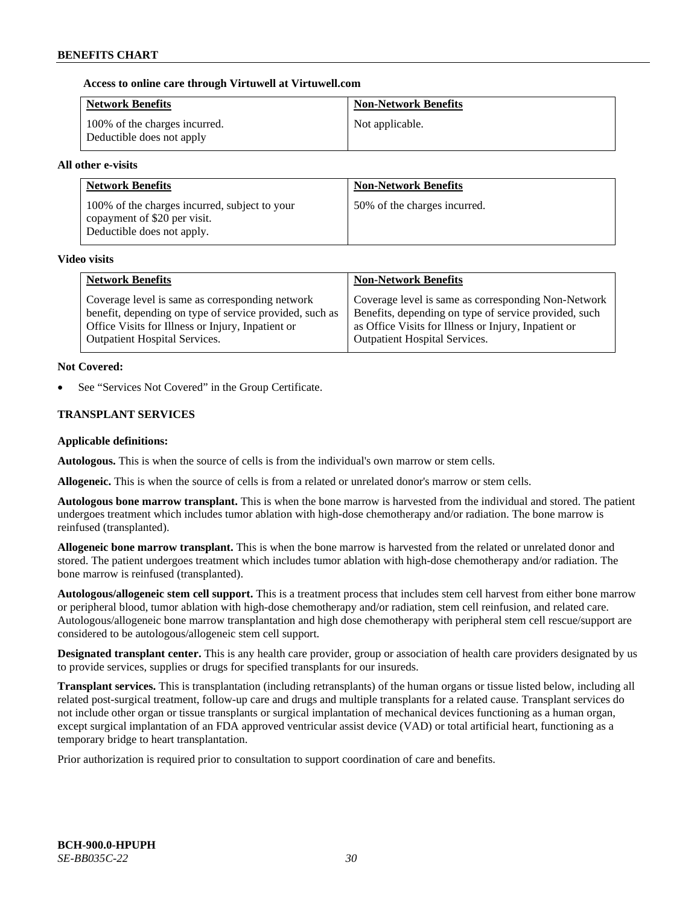**Access to online care through Virtuwell at Virtuwell.com**

| Network Benefits | Non-Network Benefits |
|---|---|
| 100% of the charges incurred. Deductible does not apply | Not applicable. |

**All other e-visits**

| Network Benefits | Non-Network Benefits |
|---|---|
| 100% of the charges incurred, subject to your copayment of $20 per visit. Deductible does not apply. | 50% of the charges incurred. |

**Video visits**

| Network Benefits | Non-Network Benefits |
|---|---|
| Coverage level is same as corresponding network benefit, depending on type of service provided, such as Office Visits for Illness or Injury, Inpatient or Outpatient Hospital Services. | Coverage level is same as corresponding Non-Network Benefits, depending on type of service provided, such as Office Visits for Illness or Injury, Inpatient or Outpatient Hospital Services. |

**Not Covered:**

- See "Services Not Covered" in the Group Certificate.

## TRANSPLANT SERVICES

**Applicable definitions:**

**Autologous.** This is when the source of cells is from the individual's own marrow or stem cells.

**Allogeneic.** This is when the source of cells is from a related or unrelated donor's marrow or stem cells.

**Autologous bone marrow transplant.** This is when the bone marrow is harvested from the individual and stored. The patient undergoes treatment which includes tumor ablation with high-dose chemotherapy and/or radiation. The bone marrow is reinfused (transplanted).

**Allogeneic bone marrow transplant.** This is when the bone marrow is harvested from the related or unrelated donor and stored. The patient undergoes treatment which includes tumor ablation with high-dose chemotherapy and/or radiation. The bone marrow is reinfused (transplanted).

**Autologous/allogeneic stem cell support.** This is a treatment process that includes stem cell harvest from either bone marrow or peripheral blood, tumor ablation with high-dose chemotherapy and/or radiation, stem cell reinfusion, and related care. Autologous/allogeneic bone marrow transplantation and high dose chemotherapy with peripheral stem cell rescue/support are considered to be autologous/allogeneic stem cell support.

**Designated transplant center.** This is any health care provider, group or association of health care providers designated by us to provide services, supplies or drugs for specified transplants for our insureds.

**Transplant services.** This is transplantation (including retransplants) of the human organs or tissue listed below, including all related post-surgical treatment, follow-up care and drugs and multiple transplants for a related cause. Transplant services do not include other organ or tissue transplants or surgical implantation of mechanical devices functioning as a human organ, except surgical implantation of an FDA approved ventricular assist device (VAD) or total artificial heart, functioning as a temporary bridge to heart transplantation.

Prior authorization is required prior to consultation to support coordination of care and benefits.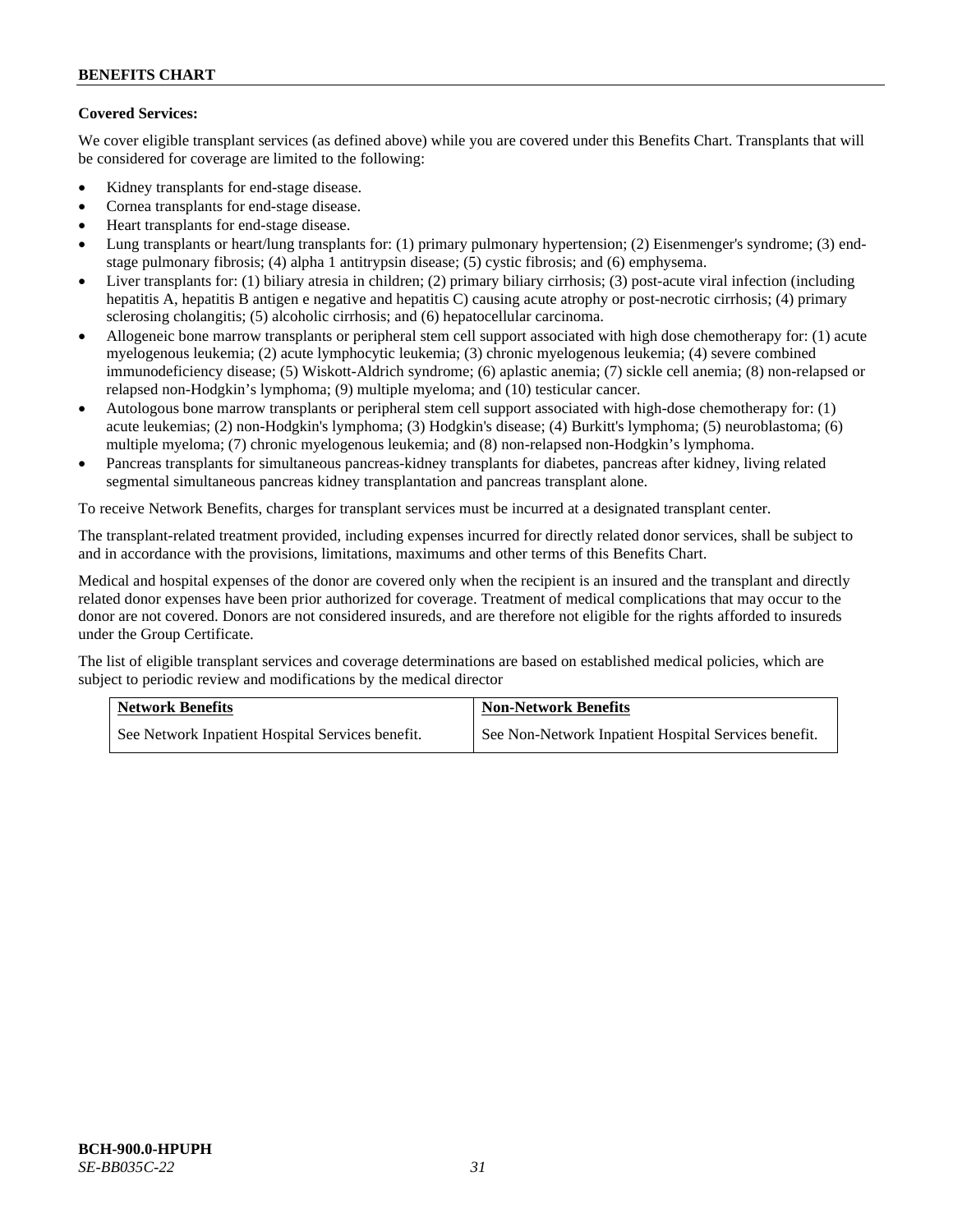**Covered Services:**

We cover eligible transplant services (as defined above) while you are covered under this Benefits Chart. Transplants that will be considered for coverage are limited to the following:

- Kidney transplants for end-stage disease.
- Cornea transplants for end-stage disease.
- Heart transplants for end-stage disease.
- Lung transplants or heart/lung transplants for: (1) primary pulmonary hypertension; (2) Eisenmenger's syndrome; (3) end-stage pulmonary fibrosis; (4) alpha 1 antitrypsin disease; (5) cystic fibrosis; and (6) emphysema.
- Liver transplants for: (1) biliary atresia in children; (2) primary biliary cirrhosis; (3) post-acute viral infection (including hepatitis A, hepatitis B antigen e negative and hepatitis C) causing acute atrophy or post-necrotic cirrhosis; (4) primary sclerosing cholangitis; (5) alcoholic cirrhosis; and (6) hepatocellular carcinoma.
- Allogeneic bone marrow transplants or peripheral stem cell support associated with high dose chemotherapy for: (1) acute myelogenous leukemia; (2) acute lymphocytic leukemia; (3) chronic myelogenous leukemia; (4) severe combined immunodeficiency disease; (5) Wiskott-Aldrich syndrome; (6) aplastic anemia; (7) sickle cell anemia; (8) non-relapsed or relapsed non-Hodgkin's lymphoma; (9) multiple myeloma; and (10) testicular cancer.
- Autologous bone marrow transplants or peripheral stem cell support associated with high-dose chemotherapy for: (1) acute leukemias; (2) non-Hodgkin's lymphoma; (3) Hodgkin's disease; (4) Burkitt's lymphoma; (5) neuroblastoma; (6) multiple myeloma; (7) chronic myelogenous leukemia; and (8) non-relapsed non-Hodgkin's lymphoma.
- Pancreas transplants for simultaneous pancreas-kidney transplants for diabetes, pancreas after kidney, living related segmental simultaneous pancreas kidney transplantation and pancreas transplant alone.

To receive Network Benefits, charges for transplant services must be incurred at a designated transplant center.

The transplant-related treatment provided, including expenses incurred for directly related donor services, shall be subject to and in accordance with the provisions, limitations, maximums and other terms of this Benefits Chart.

Medical and hospital expenses of the donor are covered only when the recipient is an insured and the transplant and directly related donor expenses have been prior authorized for coverage. Treatment of medical complications that may occur to the donor are not covered. Donors are not considered insureds, and are therefore not eligible for the rights afforded to insureds under the Group Certificate.

The list of eligible transplant services and coverage determinations are based on established medical policies, which are subject to periodic review and modifications by the medical director

| Network Benefits | Non-Network Benefits |
| --- | --- |
| See Network Inpatient Hospital Services benefit. | See Non-Network Inpatient Hospital Services benefit. |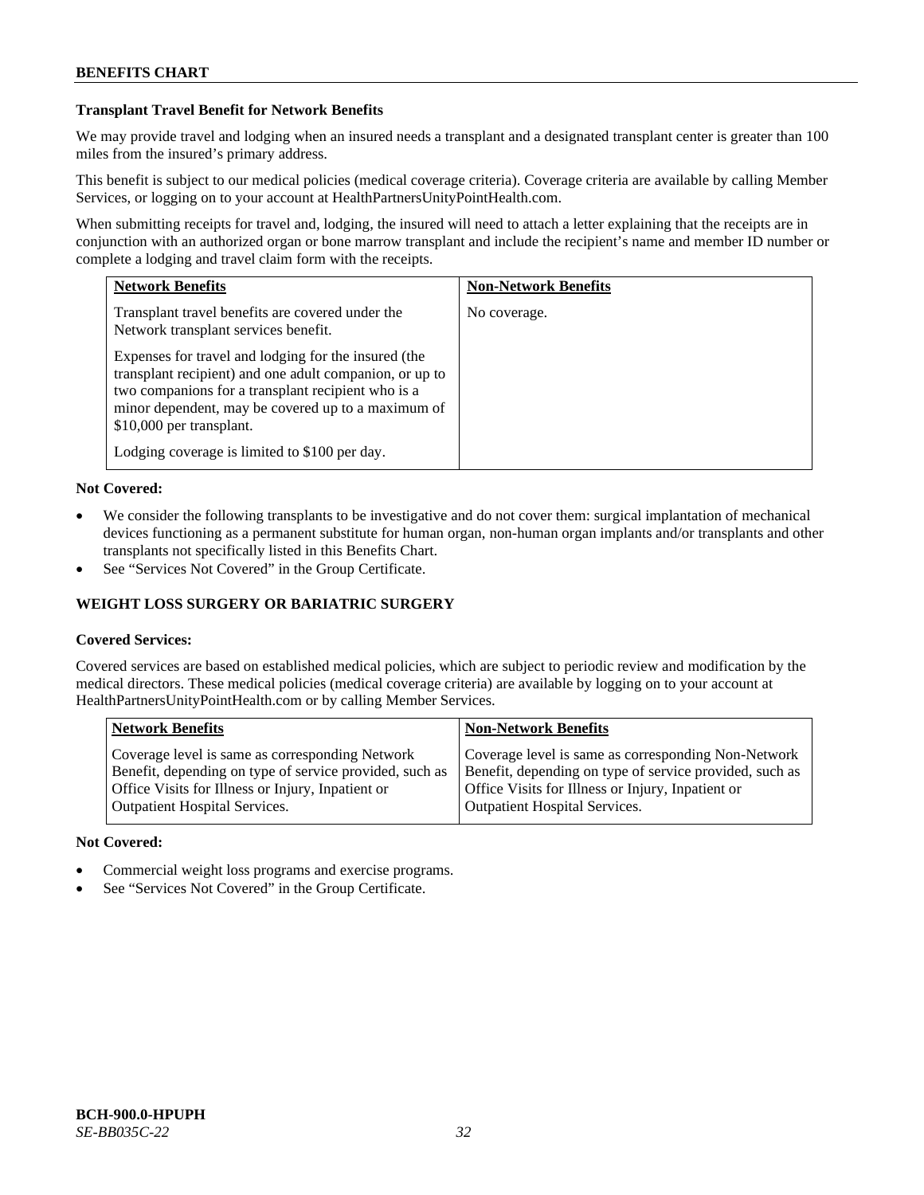### Transplant Travel Benefit for Network Benefits

We may provide travel and lodging when an insured needs a transplant and a designated transplant center is greater than 100 miles from the insured's primary address.

This benefit is subject to our medical policies (medical coverage criteria). Coverage criteria are available by calling Member Services, or logging on to your account at HealthPartnersUnityPointHealth.com.

When submitting receipts for travel and, lodging, the insured will need to attach a letter explaining that the receipts are in conjunction with an authorized organ or bone marrow transplant and include the recipient's name and member ID number or complete a lodging and travel claim form with the receipts.

| Network Benefits | Non-Network Benefits |
| --- | --- |
| Transplant travel benefits are covered under the Network transplant services benefit.<br><br>Expenses for travel and lodging for the insured (the transplant recipient) and one adult companion, or up to two companions for a transplant recipient who is a minor dependent, may be covered up to a maximum of $10,000 per transplant.<br><br>Lodging coverage is limited to $100 per day. | No coverage. |

**Not Covered:**

- We consider the following transplants to be investigative and do not cover them: surgical implantation of mechanical devices functioning as a permanent substitute for human organ, non-human organ implants and/or transplants and other transplants not specifically listed in this Benefits Chart.
- See "Services Not Covered" in the Group Certificate.

## WEIGHT LOSS SURGERY OR BARIATRIC SURGERY

**Covered Services:**

Covered services are based on established medical policies, which are subject to periodic review and modification by the medical directors. These medical policies (medical coverage criteria) are available by logging on to your account at HealthPartnersUnityPointHealth.com or by calling Member Services.

| Network Benefits | Non-Network Benefits |
| --- | --- |
| Coverage level is same as corresponding Network Benefit, depending on type of service provided, such as Office Visits for Illness or Injury, Inpatient or Outpatient Hospital Services. | Coverage level is same as corresponding Non-Network Benefit, depending on type of service provided, such as Office Visits for Illness or Injury, Inpatient or Outpatient Hospital Services. |

**Not Covered:**

- Commercial weight loss programs and exercise programs.
- See "Services Not Covered" in the Group Certificate.

**BCH-900.0-HPUPH**
*SE-BB035C-22*